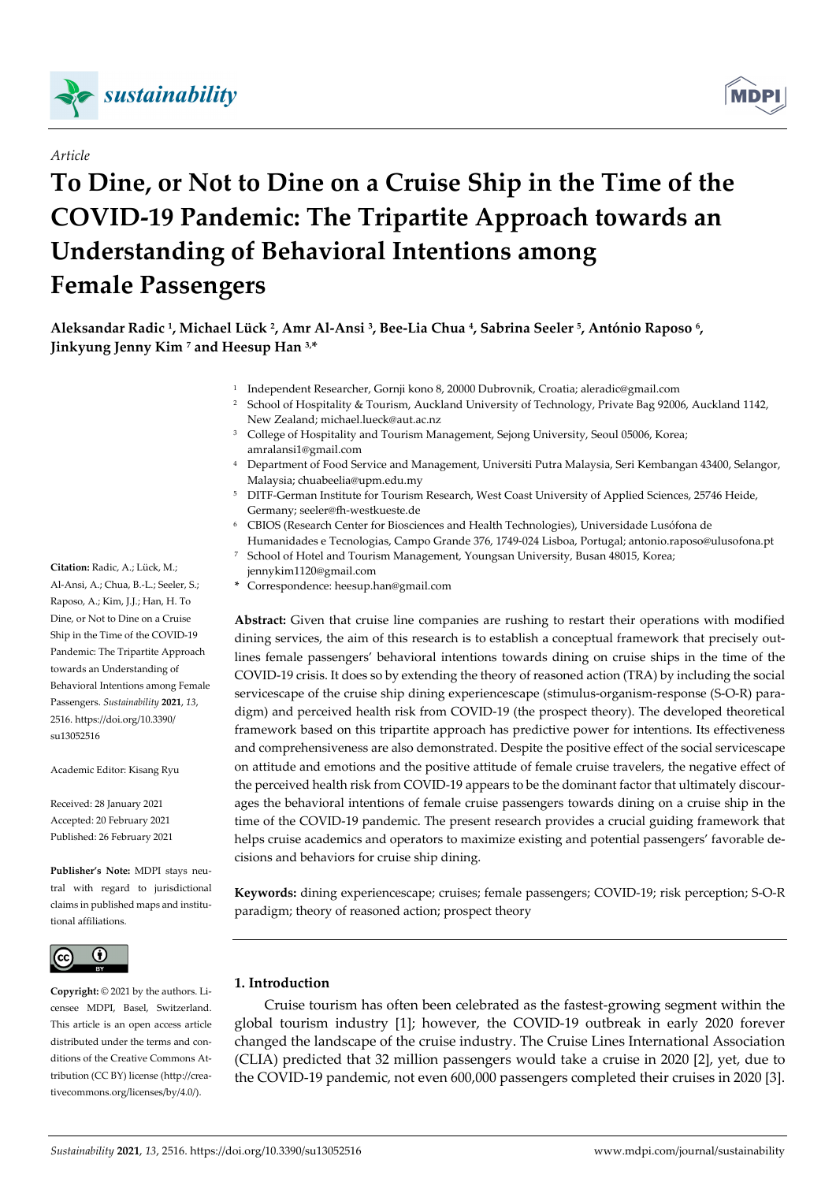*Article*

# To Dine, or Not to Dine on a Cruise Ship in the Time of the COVID-19 Pandemic: The Tripartite Approach towards an Understanding of Behavioral Intentions among Female Passengers

**Aleksandar Radic [1], Michael Lück [2], Amr Al-Ansi [3], Bee-Lia Chua [4], Sabrina Seeler [5], António Raposo [6], Jinkyung Jenny Kim [7] and Heesup Han [3,*]**

[1] Independent Researcher, Gornji kono 8, 20000 Dubrovnik, Croatia; aleradic@gmail.com
[2] School of Hospitality & Tourism, Auckland University of Technology, Private Bag 92006, Auckland 1142, New Zealand; michael.lueck@aut.ac.nz
[3] College of Hospitality and Tourism Management, Sejong University, Seoul 05006, Korea; amralansi1@gmail.com
[4] Department of Food Service and Management, Universiti Putra Malaysia, Seri Kembangan 43400, Selangor, Malaysia; chuabeelia@upm.edu.my
[5] DITF-German Institute for Tourism Research, West Coast University of Applied Sciences, 25746 Heide, Germany; seeler@fh-westkueste.de
[6] CBIOS (Research Center for Biosciences and Health Technologies), Universidade Lusófona de Humanidades e Tecnologias, Campo Grande 376, 1749-024 Lisboa, Portugal; antonio.raposo@ulusofona.pt
[7] School of Hotel and Tourism Management, Youngsan University, Busan 48015, Korea; jennykim1120@gmail.com
* Correspondence: heesup.han@gmail.com

**Citation:** Radic, A.; Lück, M.; Al-Ansi, A.; Chua, B.-L.; Seeler, S.; Raposo, A.; Kim, J.J.; Han, H. To Dine, or Not to Dine on a Cruise Ship in the Time of the COVID-19 Pandemic: The Tripartite Approach towards an Understanding of Behavioral Intentions among Female Passengers. *Sustainability* **2021**, *13*, 2516. https://doi.org/10.3390/su13052516

Academic Editor: Kisang Ryu

Received: 28 January 2021
Accepted: 20 February 2021
Published: 26 February 2021

**Publisher's Note:** MDPI stays neutral with regard to jurisdictional claims in published maps and institutional affiliations.

**Copyright:** © 2021 by the authors. Licensee MDPI, Basel, Switzerland. This article is an open access article distributed under the terms and conditions of the Creative Commons Attribution (CC BY) license (http://creativecommons.org/licenses/by/4.0/).

**Abstract:** Given that cruise line companies are rushing to restart their operations with modified dining services, the aim of this research is to establish a conceptual framework that precisely outlines female passengers' behavioral intentions towards dining on cruise ships in the time of the COVID-19 crisis. It does so by extending the theory of reasoned action (TRA) by including the social servicescape of the cruise ship dining experiencescape (stimulus-organism-response (S-O-R) paradigm) and perceived health risk from COVID-19 (the prospect theory). The developed theoretical framework based on this tripartite approach has predictive power for intentions. Its effectiveness and comprehensiveness are also demonstrated. Despite the positive effect of the social servicescape on attitude and emotions and the positive attitude of female cruise travelers, the negative effect of the perceived health risk from COVID-19 appears to be the dominant factor that ultimately discourages the behavioral intentions of female cruise passengers towards dining on a cruise ship in the time of the COVID-19 pandemic. The present research provides a crucial guiding framework that helps cruise academics and operators to maximize existing and potential passengers' favorable decisions and behaviors for cruise ship dining.

**Keywords:** dining experiencescape; cruises; female passengers; COVID-19; risk perception; S-O-R paradigm; theory of reasoned action; prospect theory

## 1. Introduction

Cruise tourism has often been celebrated as the fastest-growing segment within the global tourism industry [1]; however, the COVID-19 outbreak in early 2020 forever changed the landscape of the cruise industry. The Cruise Lines International Association (CLIA) predicted that 32 million passengers would take a cruise in 2020 [2], yet, due to the COVID-19 pandemic, not even 600,000 passengers completed their cruises in 2020 [3].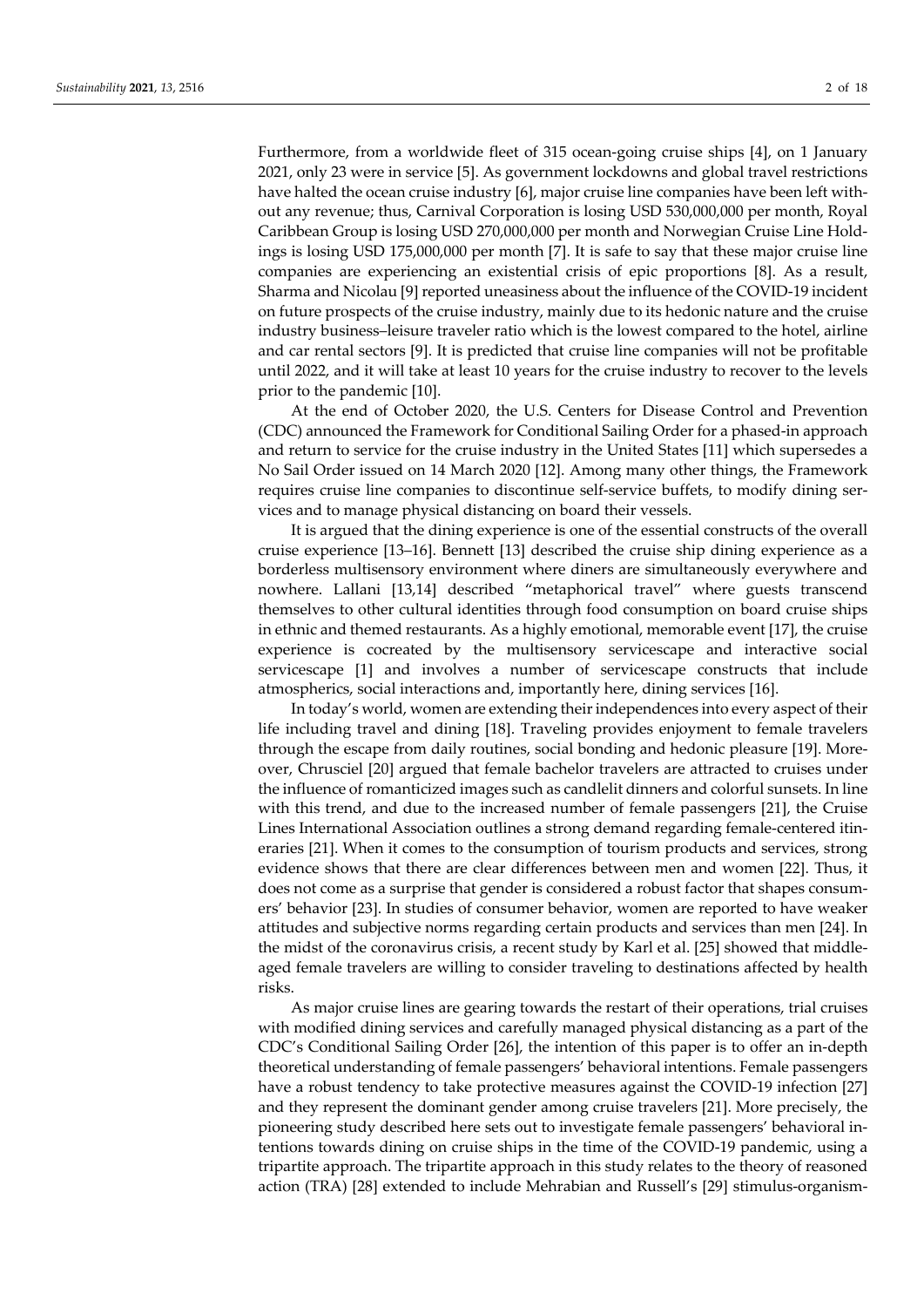Furthermore, from a worldwide fleet of 315 ocean-going cruise ships [4], on 1 January 2021, only 23 were in service [5]. As government lockdowns and global travel restrictions have halted the ocean cruise industry [6], major cruise line companies have been left without any revenue; thus, Carnival Corporation is losing USD 530,000,000 per month, Royal Caribbean Group is losing USD 270,000,000 per month and Norwegian Cruise Line Holdings is losing USD 175,000,000 per month [7]. It is safe to say that these major cruise line companies are experiencing an existential crisis of epic proportions [8]. As a result, Sharma and Nicolau [9] reported uneasiness about the influence of the COVID-19 incident on future prospects of the cruise industry, mainly due to its hedonic nature and the cruise industry business–leisure traveler ratio which is the lowest compared to the hotel, airline and car rental sectors [9]. It is predicted that cruise line companies will not be profitable until 2022, and it will take at least 10 years for the cruise industry to recover to the levels prior to the pandemic [10].

At the end of October 2020, the U.S. Centers for Disease Control and Prevention (CDC) announced the Framework for Conditional Sailing Order for a phased-in approach and return to service for the cruise industry in the United States [11] which supersedes a No Sail Order issued on 14 March 2020 [12]. Among many other things, the Framework requires cruise line companies to discontinue self-service buffets, to modify dining services and to manage physical distancing on board their vessels.

It is argued that the dining experience is one of the essential constructs of the overall cruise experience [13–16]. Bennett [13] described the cruise ship dining experience as a borderless multisensory environment where diners are simultaneously everywhere and nowhere. Lallani [13,14] described "metaphorical travel" where guests transcend themselves to other cultural identities through food consumption on board cruise ships in ethnic and themed restaurants. As a highly emotional, memorable event [17], the cruise experience is cocreated by the multisensory servicescape and interactive social servicescape [1] and involves a number of servicescape constructs that include atmospherics, social interactions and, importantly here, dining services [16].

In today's world, women are extending their independences into every aspect of their life including travel and dining [18]. Traveling provides enjoyment to female travelers through the escape from daily routines, social bonding and hedonic pleasure [19]. Moreover, Chrusciel [20] argued that female bachelor travelers are attracted to cruises under the influence of romanticized images such as candlelit dinners and colorful sunsets. In line with this trend, and due to the increased number of female passengers [21], the Cruise Lines International Association outlines a strong demand regarding female-centered itineraries [21]. When it comes to the consumption of tourism products and services, strong evidence shows that there are clear differences between men and women [22]. Thus, it does not come as a surprise that gender is considered a robust factor that shapes consumers' behavior [23]. In studies of consumer behavior, women are reported to have weaker attitudes and subjective norms regarding certain products and services than men [24]. In the midst of the coronavirus crisis, a recent study by Karl et al. [25] showed that middle-aged female travelers are willing to consider traveling to destinations affected by health risks.

As major cruise lines are gearing towards the restart of their operations, trial cruises with modified dining services and carefully managed physical distancing as a part of the CDC's Conditional Sailing Order [26], the intention of this paper is to offer an in-depth theoretical understanding of female passengers' behavioral intentions. Female passengers have a robust tendency to take protective measures against the COVID-19 infection [27] and they represent the dominant gender among cruise travelers [21]. More precisely, the pioneering study described here sets out to investigate female passengers' behavioral intentions towards dining on cruise ships in the time of the COVID-19 pandemic, using a tripartite approach. The tripartite approach in this study relates to the theory of reasoned action (TRA) [28] extended to include Mehrabian and Russell's [29] stimulus-organism-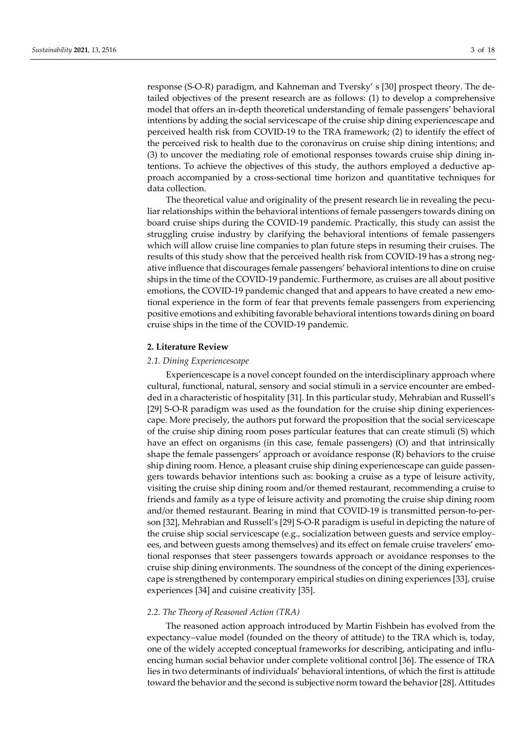response (S-O-R) paradigm, and Kahneman and Tversky' s [30] prospect theory. The detailed objectives of the present research are as follows: (1) to develop a comprehensive model that offers an in-depth theoretical understanding of female passengers' behavioral intentions by adding the social servicescape of the cruise ship dining experiencescape and perceived health risk from COVID-19 to the TRA framework; (2) to identify the effect of the perceived risk to health due to the coronavirus on cruise ship dining intentions; and (3) to uncover the mediating role of emotional responses towards cruise ship dining intentions. To achieve the objectives of this study, the authors employed a deductive approach accompanied by a cross-sectional time horizon and quantitative techniques for data collection.

The theoretical value and originality of the present research lie in revealing the peculiar relationships within the behavioral intentions of female passengers towards dining on board cruise ships during the COVID-19 pandemic. Practically, this study can assist the struggling cruise industry by clarifying the behavioral intentions of female passengers which will allow cruise line companies to plan future steps in resuming their cruises. The results of this study show that the perceived health risk from COVID-19 has a strong negative influence that discourages female passengers' behavioral intentions to dine on cruise ships in the time of the COVID-19 pandemic. Furthermore, as cruises are all about positive emotions, the COVID-19 pandemic changed that and appears to have created a new emotional experience in the form of fear that prevents female passengers from experiencing positive emotions and exhibiting favorable behavioral intentions towards dining on board cruise ships in the time of the COVID-19 pandemic.

## 2. Literature Review

### *2.1. Dining Experiencescape*

Experiencescape is a novel concept founded on the interdisciplinary approach where cultural, functional, natural, sensory and social stimuli in a service encounter are embedded in a characteristic of hospitality [31]. In this particular study, Mehrabian and Russell's [29] S-O-R paradigm was used as the foundation for the cruise ship dining experiencescape. More precisely, the authors put forward the proposition that the social servicescape of the cruise ship dining room poses particular features that can create stimuli (S) which have an effect on organisms (in this case, female passengers) (O) and that intrinsically shape the female passengers' approach or avoidance response (R) behaviors to the cruise ship dining room. Hence, a pleasant cruise ship dining experiencescape can guide passengers towards behavior intentions such as: booking a cruise as a type of leisure activity, visiting the cruise ship dining room and/or themed restaurant, recommending a cruise to friends and family as a type of leisure activity and promoting the cruise ship dining room and/or themed restaurant. Bearing in mind that COVID-19 is transmitted person-to-person [32], Mehrabian and Russell's [29] S-O-R paradigm is useful in depicting the nature of the cruise ship social servicescape (e.g., socialization between guests and service employees, and between guests among themselves) and its effect on female cruise travelers' emotional responses that steer passengers towards approach or avoidance responses to the cruise ship dining environments. The soundness of the concept of the dining experiencescape is strengthened by contemporary empirical studies on dining experiences [33], cruise experiences [34] and cuisine creativity [35].

### *2.2. The Theory of Reasoned Action (TRA)*

The reasoned action approach introduced by Martin Fishbein has evolved from the expectancy–value model (founded on the theory of attitude) to the TRA which is, today, one of the widely accepted conceptual frameworks for describing, anticipating and influencing human social behavior under complete volitional control [36]. The essence of TRA lies in two determinants of individuals' behavioral intentions, of which the first is attitude toward the behavior and the second is subjective norm toward the behavior [28]. Attitudes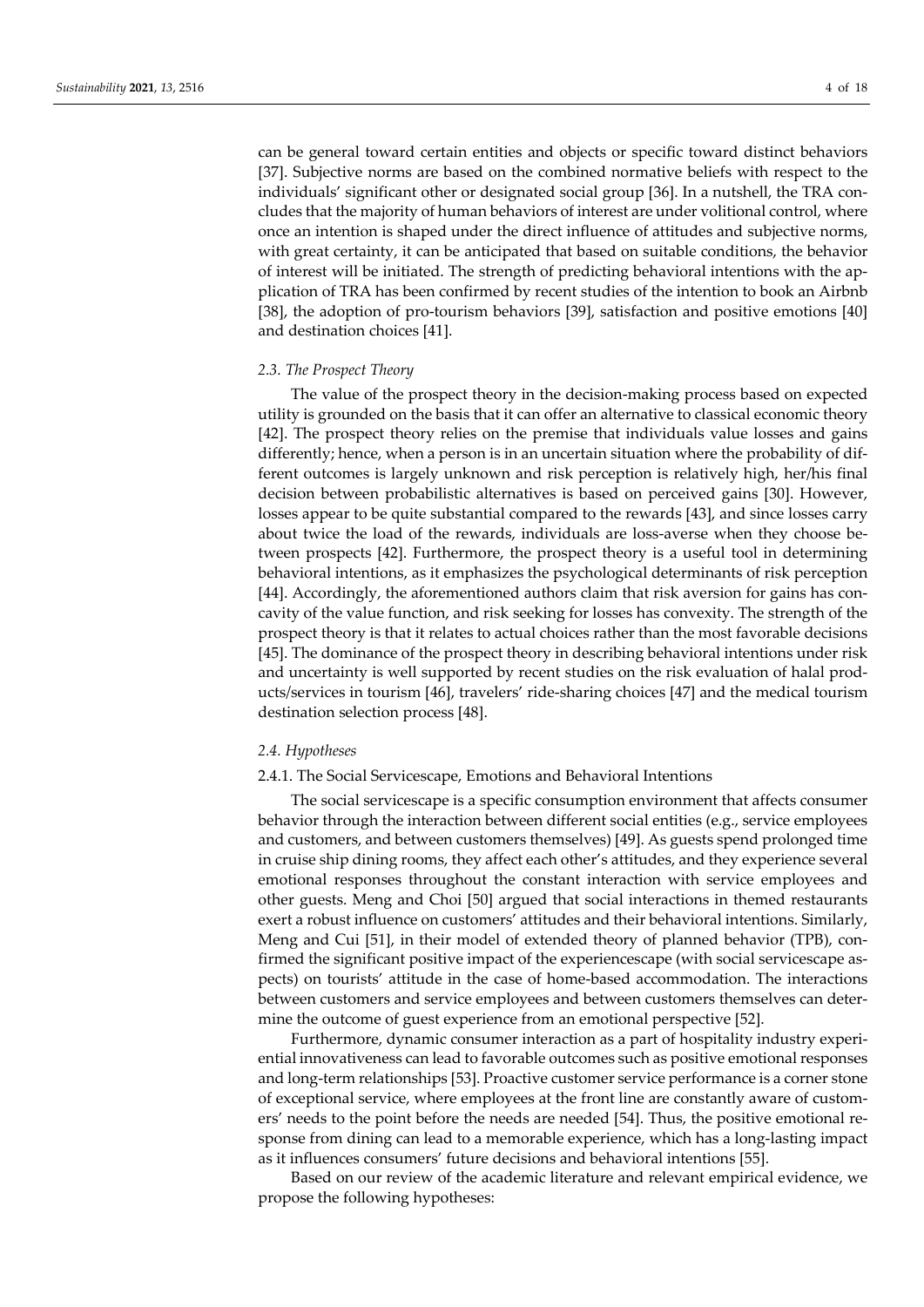can be general toward certain entities and objects or specific toward distinct behaviors [37]. Subjective norms are based on the combined normative beliefs with respect to the individuals' significant other or designated social group [36]. In a nutshell, the TRA concludes that the majority of human behaviors of interest are under volitional control, where once an intention is shaped under the direct influence of attitudes and subjective norms, with great certainty, it can be anticipated that based on suitable conditions, the behavior of interest will be initiated. The strength of predicting behavioral intentions with the application of TRA has been confirmed by recent studies of the intention to book an Airbnb [38], the adoption of pro-tourism behaviors [39], satisfaction and positive emotions [40] and destination choices [41].

### *2.3. The Prospect Theory*

The value of the prospect theory in the decision-making process based on expected utility is grounded on the basis that it can offer an alternative to classical economic theory [42]. The prospect theory relies on the premise that individuals value losses and gains differently; hence, when a person is in an uncertain situation where the probability of different outcomes is largely unknown and risk perception is relatively high, her/his final decision between probabilistic alternatives is based on perceived gains [30]. However, losses appear to be quite substantial compared to the rewards [43], and since losses carry about twice the load of the rewards, individuals are loss-averse when they choose between prospects [42]. Furthermore, the prospect theory is a useful tool in determining behavioral intentions, as it emphasizes the psychological determinants of risk perception [44]. Accordingly, the aforementioned authors claim that risk aversion for gains has concavity of the value function, and risk seeking for losses has convexity. The strength of the prospect theory is that it relates to actual choices rather than the most favorable decisions [45]. The dominance of the prospect theory in describing behavioral intentions under risk and uncertainty is well supported by recent studies on the risk evaluation of halal products/services in tourism [46], travelers' ride-sharing choices [47] and the medical tourism destination selection process [48].

### *2.4. Hypotheses*

#### 2.4.1. The Social Servicescape, Emotions and Behavioral Intentions

The social servicescape is a specific consumption environment that affects consumer behavior through the interaction between different social entities (e.g., service employees and customers, and between customers themselves) [49]. As guests spend prolonged time in cruise ship dining rooms, they affect each other's attitudes, and they experience several emotional responses throughout the constant interaction with service employees and other guests. Meng and Choi [50] argued that social interactions in themed restaurants exert a robust influence on customers' attitudes and their behavioral intentions. Similarly, Meng and Cui [51], in their model of extended theory of planned behavior (TPB), confirmed the significant positive impact of the experiencescape (with social servicescape aspects) on tourists' attitude in the case of home-based accommodation. The interactions between customers and service employees and between customers themselves can determine the outcome of guest experience from an emotional perspective [52].

Furthermore, dynamic consumer interaction as a part of hospitality industry experiential innovativeness can lead to favorable outcomes such as positive emotional responses and long-term relationships [53]. Proactive customer service performance is a corner stone of exceptional service, where employees at the front line are constantly aware of customers' needs to the point before the needs are needed [54]. Thus, the positive emotional response from dining can lead to a memorable experience, which has a long-lasting impact as it influences consumers' future decisions and behavioral intentions [55].

Based on our review of the academic literature and relevant empirical evidence, we propose the following hypotheses: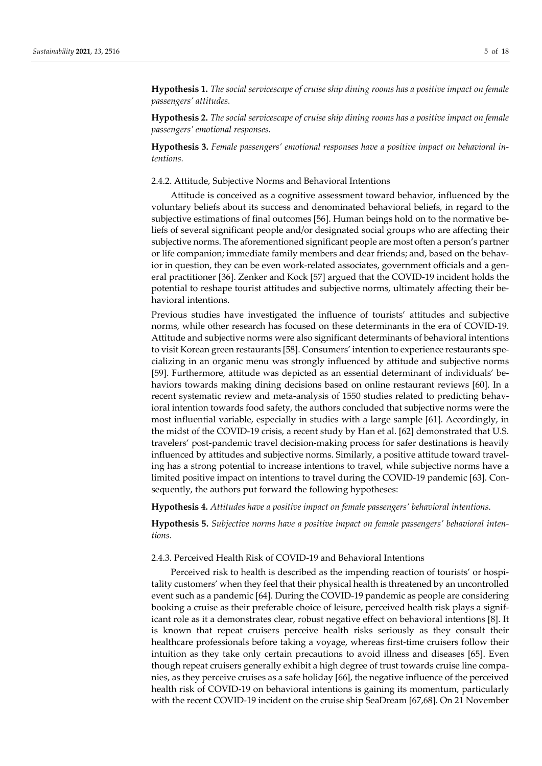**Hypothesis 1.** *The social servicescape of cruise ship dining rooms has a positive impact on female passengers' attitudes.*

**Hypothesis 2.** *The social servicescape of cruise ship dining rooms has a positive impact on female passengers' emotional responses.*

**Hypothesis 3.** *Female passengers' emotional responses have a positive impact on behavioral intentions.*

#### 2.4.2. Attitude, Subjective Norms and Behavioral Intentions

Attitude is conceived as a cognitive assessment toward behavior, influenced by the voluntary beliefs about its success and denominated behavioral beliefs, in regard to the subjective estimations of final outcomes [56]. Human beings hold on to the normative beliefs of several significant people and/or designated social groups who are affecting their subjective norms. The aforementioned significant people are most often a person's partner or life companion; immediate family members and dear friends; and, based on the behavior in question, they can be even work-related associates, government officials and a general practitioner [36]. Zenker and Kock [57] argued that the COVID-19 incident holds the potential to reshape tourist attitudes and subjective norms, ultimately affecting their behavioral intentions.

Previous studies have investigated the influence of tourists' attitudes and subjective norms, while other research has focused on these determinants in the era of COVID-19. Attitude and subjective norms were also significant determinants of behavioral intentions to visit Korean green restaurants [58]. Consumers' intention to experience restaurants specializing in an organic menu was strongly influenced by attitude and subjective norms [59]. Furthermore, attitude was depicted as an essential determinant of individuals' behaviors towards making dining decisions based on online restaurant reviews [60]. In a recent systematic review and meta-analysis of 1550 studies related to predicting behavioral intention towards food safety, the authors concluded that subjective norms were the most influential variable, especially in studies with a large sample [61]. Accordingly, in the midst of the COVID-19 crisis, a recent study by Han et al. [62] demonstrated that U.S. travelers' post-pandemic travel decision-making process for safer destinations is heavily influenced by attitudes and subjective norms. Similarly, a positive attitude toward traveling has a strong potential to increase intentions to travel, while subjective norms have a limited positive impact on intentions to travel during the COVID-19 pandemic [63]. Consequently, the authors put forward the following hypotheses:

**Hypothesis 4.** *Attitudes have a positive impact on female passengers' behavioral intentions.*

**Hypothesis 5.** *Subjective norms have a positive impact on female passengers' behavioral intentions.*

#### 2.4.3. Perceived Health Risk of COVID-19 and Behavioral Intentions

Perceived risk to health is described as the impending reaction of tourists' or hospitality customers' when they feel that their physical health is threatened by an uncontrolled event such as a pandemic [64]. During the COVID-19 pandemic as people are considering booking a cruise as their preferable choice of leisure, perceived health risk plays a significant role as it a demonstrates clear, robust negative effect on behavioral intentions [8]. It is known that repeat cruisers perceive health risks seriously as they consult their healthcare professionals before taking a voyage, whereas first-time cruisers follow their intuition as they take only certain precautions to avoid illness and diseases [65]. Even though repeat cruisers generally exhibit a high degree of trust towards cruise line companies, as they perceive cruises as a safe holiday [66], the negative influence of the perceived health risk of COVID-19 on behavioral intentions is gaining its momentum, particularly with the recent COVID-19 incident on the cruise ship SeaDream [67,68]. On 21 November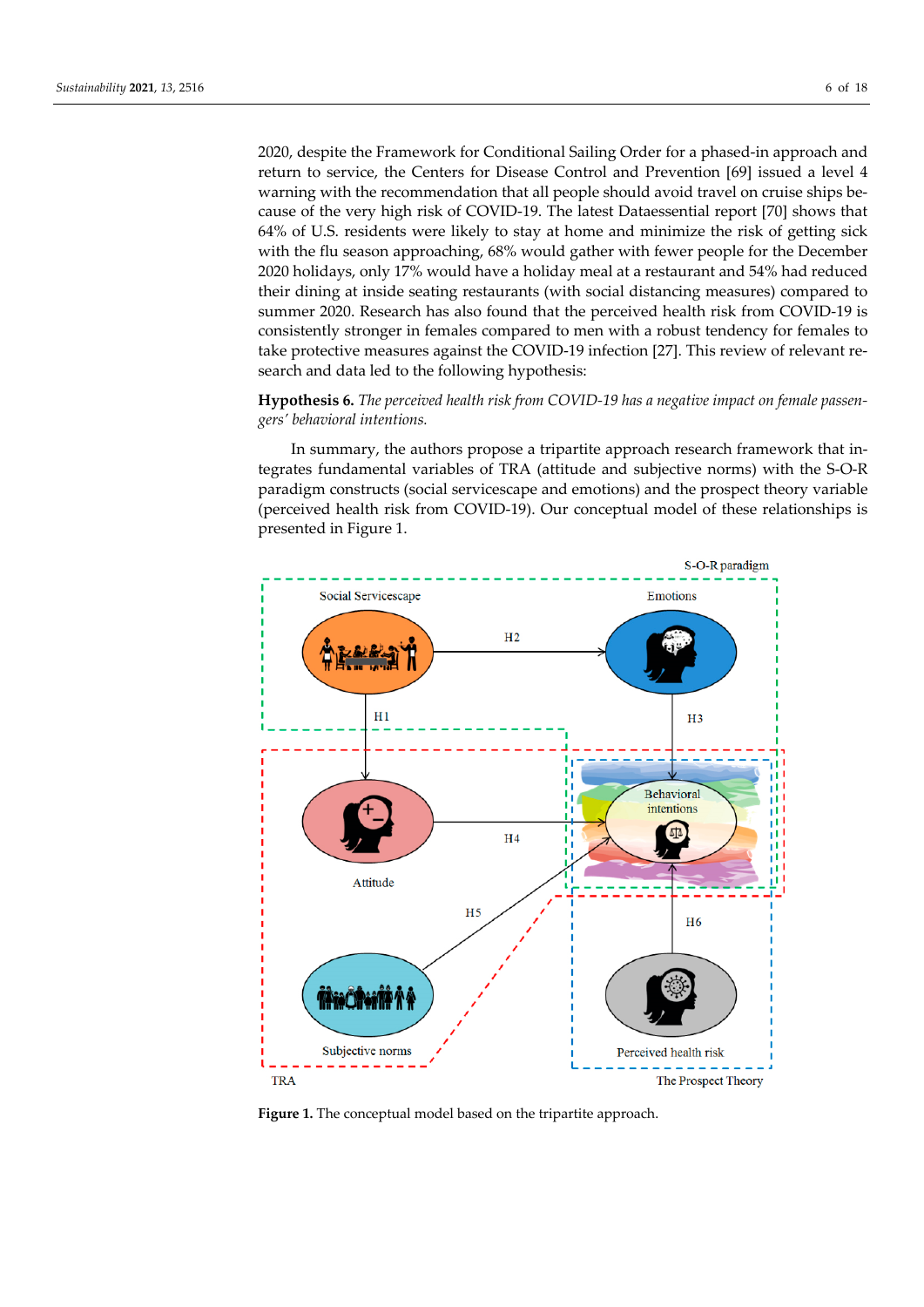2020, despite the Framework for Conditional Sailing Order for a phased-in approach and return to service, the Centers for Disease Control and Prevention [69] issued a level 4 warning with the recommendation that all people should avoid travel on cruise ships because of the very high risk of COVID-19. The latest Dataessential report [70] shows that 64% of U.S. residents were likely to stay at home and minimize the risk of getting sick with the flu season approaching, 68% would gather with fewer people for the December 2020 holidays, only 17% would have a holiday meal at a restaurant and 54% had reduced their dining at inside seating restaurants (with social distancing measures) compared to summer 2020. Research has also found that the perceived health risk from COVID-19 is consistently stronger in females compared to men with a robust tendency for females to take protective measures against the COVID-19 infection [27]. This review of relevant research and data led to the following hypothesis:

**Hypothesis 6.** *The perceived health risk from COVID-19 has a negative impact on female passengers' behavioral intentions.*

In summary, the authors propose a tripartite approach research framework that integrates fundamental variables of TRA (attitude and subjective norms) with the S-O-R paradigm constructs (social servicescape and emotions) and the prospect theory variable (perceived health risk from COVID-19). Our conceptual model of these relationships is presented in Figure 1.

**Figure 1.** The conceptual model based on the tripartite approach.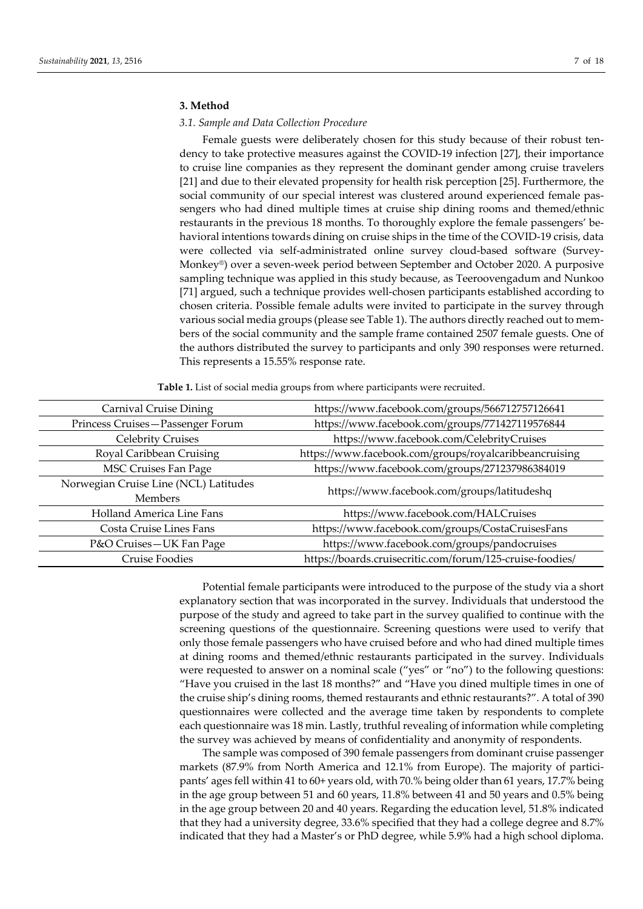## 3. Method

### 3.1. Sample and Data Collection Procedure

Female guests were deliberately chosen for this study because of their robust tendency to take protective measures against the COVID-19 infection [27], their importance to cruise line companies as they represent the dominant gender among cruise travelers [21] and due to their elevated propensity for health risk perception [25]. Furthermore, the social community of our special interest was clustered around experienced female passengers who had dined multiple times at cruise ship dining rooms and themed/ethnic restaurants in the previous 18 months. To thoroughly explore the female passengers' behavioral intentions towards dining on cruise ships in the time of the COVID-19 crisis, data were collected via self-administrated online survey cloud-based software (SurveyMonkey®) over a seven-week period between September and October 2020. A purposive sampling technique was applied in this study because, as Teeroovengadum and Nunkoo [71] argued, such a technique provides well-chosen participants established according to chosen criteria. Possible female adults were invited to participate in the survey through various social media groups (please see Table 1). The authors directly reached out to members of the social community and the sample frame contained 2507 female guests. One of the authors distributed the survey to participants and only 390 responses were returned. This represents a 15.55% response rate.

**Table 1.** List of social media groups from where participants were recruited.

| | |
|---|---|
| Carnival Cruise Dining | https://www.facebook.com/groups/566712757126641 |
| Princess Cruises—Passenger Forum | https://www.facebook.com/groups/771427119576844 |
| Celebrity Cruises | https://www.facebook.com/CelebrityCruises |
| Royal Caribbean Cruising | https://www.facebook.com/groups/royalcaribbeancruising |
| MSC Cruises Fan Page | https://www.facebook.com/groups/271237986384019 |
| Norwegian Cruise Line (NCL) Latitudes Members | https://www.facebook.com/groups/latitudeshq |
| Holland America Line Fans | https://www.facebook.com/HALCruises |
| Costa Cruise Lines Fans | https://www.facebook.com/groups/CostaCruisesFans |
| P&O Cruises—UK Fan Page | https://www.facebook.com/groups/pandocruises |
| Cruise Foodies | https://boards.cruisecritic.com/forum/125-cruise-foodies/ |

Potential female participants were introduced to the purpose of the study via a short explanatory section that was incorporated in the survey. Individuals that understood the purpose of the study and agreed to take part in the survey qualified to continue with the screening questions of the questionnaire. Screening questions were used to verify that only those female passengers who have cruised before and who had dined multiple times at dining rooms and themed/ethnic restaurants participated in the survey. Individuals were requested to answer on a nominal scale ("yes" or "no") to the following questions: "Have you cruised in the last 18 months?" and "Have you dined multiple times in one of the cruise ship's dining rooms, themed restaurants and ethnic restaurants?". A total of 390 questionnaires were collected and the average time taken by respondents to complete each questionnaire was 18 min. Lastly, truthful revealing of information while completing the survey was achieved by means of confidentiality and anonymity of respondents.

The sample was composed of 390 female passengers from dominant cruise passenger markets (87.9% from North America and 12.1% from Europe). The majority of participants' ages fell within 41 to 60+ years old, with 70.% being older than 61 years, 17.7% being in the age group between 51 and 60 years, 11.8% between 41 and 50 years and 0.5% being in the age group between 20 and 40 years. Regarding the education level, 51.8% indicated that they had a university degree, 33.6% specified that they had a college degree and 8.7% indicated that they had a Master's or PhD degree, while 5.9% had a high school diploma.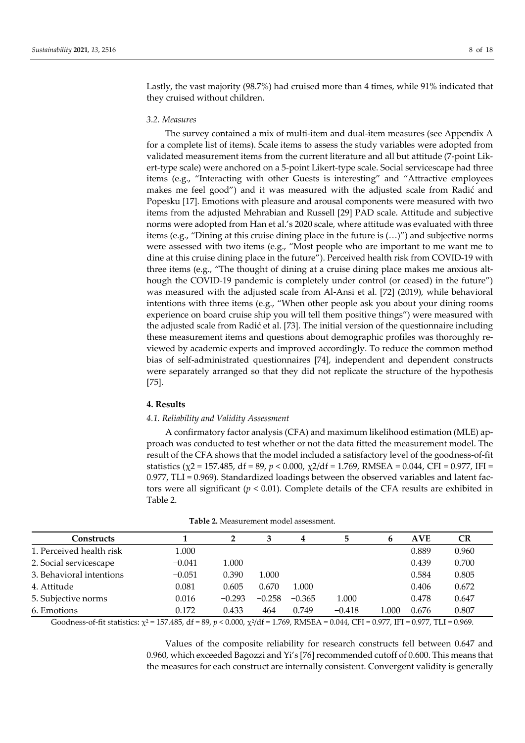Lastly, the vast majority (98.7%) had cruised more than 4 times, while 91% indicated that they cruised without children.

### *3.2. Measures*

The survey contained a mix of multi-item and dual-item measures (see Appendix A for a complete list of items). Scale items to assess the study variables were adopted from validated measurement items from the current literature and all but attitude (7-point Likert-type scale) were anchored on a 5-point Likert-type scale. Social servicescape had three items (e.g., "Interacting with other Guests is interesting" and "Attractive employees makes me feel good") and it was measured with the adjusted scale from Radić and Popesku [17]. Emotions with pleasure and arousal components were measured with two items from the adjusted Mehrabian and Russell [29] PAD scale. Attitude and subjective norms were adopted from Han et al.'s 2020 scale, where attitude was evaluated with three items (e.g., "Dining at this cruise dining place in the future is (…)") and subjective norms were assessed with two items (e.g., "Most people who are important to me want me to dine at this cruise dining place in the future"). Perceived health risk from COVID-19 with three items (e.g., "The thought of dining at a cruise dining place makes me anxious although the COVID-19 pandemic is completely under control (or ceased) in the future") was measured with the adjusted scale from Al-Ansi et al. [72] (2019), while behavioral intentions with three items (e.g., "When other people ask you about your dining rooms experience on board cruise ship you will tell them positive things") were measured with the adjusted scale from Radić et al. [73]. The initial version of the questionnaire including these measurement items and questions about demographic profiles was thoroughly reviewed by academic experts and improved accordingly. To reduce the common method bias of self-administrated questionnaires [74], independent and dependent constructs were separately arranged so that they did not replicate the structure of the hypothesis [75].

## **4. Results**

### *4.1. Reliability and Validity Assessment*

A confirmatory factor analysis (CFA) and maximum likelihood estimation (MLE) approach was conducted to test whether or not the data fitted the measurement model. The result of the CFA shows that the model included a satisfactory level of the goodness-of-fit statistics ($\chi2$ = 157.485, df = 89, $p < 0.000$, $\chi2$/df = 1.769, RMSEA = 0.044, CFI = 0.977, IFI = 0.977, TLI = 0.969). Standardized loadings between the observed variables and latent factors were all significant ($p < 0.01$). Complete details of the CFA results are exhibited in Table 2.

**Table 2.** Measurement model assessment.

| Constructs | 1 | 2 | 3 | 4 | 5 | 6 | AVE | CR |
|---|---|---|---|---|---|---|---|---|
| 1. Perceived health risk | 1.000 | | | | | | 0.889 | 0.960 |
| 2. Social servicescape | −0.041 | 1.000 | | | | | 0.439 | 0.700 |
| 3. Behavioral intentions | −0.051 | 0.390 | 1.000 | | | | 0.584 | 0.805 |
| 4. Attitude | 0.081 | 0.605 | 0.670 | 1.000 | | | 0.406 | 0.672 |
| 5. Subjective norms | 0.016 | −0.293 | −0.258 | −0.365 | 1.000 | | 0.478 | 0.647 |
| 6. Emotions | 0.172 | 0.433 | 464 | 0.749 | −0.418 | 1.000 | 0.676 | 0.807 |

Goodness-of-fit statistics: $\chi^2$ = 157.485, df = 89, $p < 0.000$, $\chi^2$/df = 1.769, RMSEA = 0.044, CFI = 0.977, IFI = 0.977, TLI = 0.969.

Values of the composite reliability for research constructs fell between 0.647 and 0.960, which exceeded Bagozzi and Yi's [76] recommended cutoff of 0.600. This means that the measures for each construct are internally consistent. Convergent validity is generally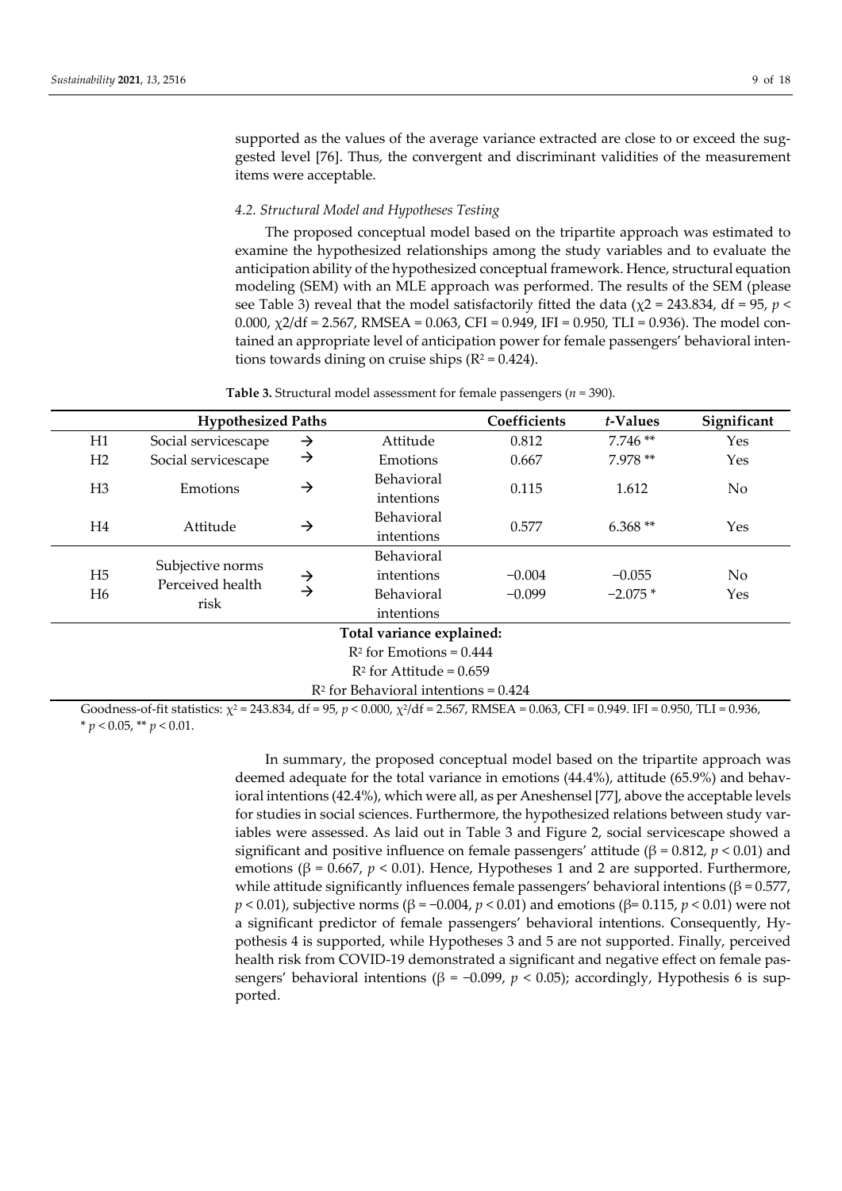supported as the values of the average variance extracted are close to or exceed the suggested level [76]. Thus, the convergent and discriminant validities of the measurement items were acceptable.

### *4.2. Structural Model and Hypotheses Testing*

The proposed conceptual model based on the tripartite approach was estimated to examine the hypothesized relationships among the study variables and to evaluate the anticipation ability of the hypothesized conceptual framework. Hence, structural equation modeling (SEM) with an MLE approach was performed. The results of the SEM (please see Table 3) reveal that the model satisfactorily fitted the data ($\chi2$ = 243.834, df = 95, $p <$ 0.000, $\chi2$/df = 2.567, RMSEA = 0.063, CFI = 0.949, IFI = 0.950, TLI = 0.936). The model contained an appropriate level of anticipation power for female passengers' behavioral intentions towards dining on cruise ships ($R^2$ = 0.424).

**Table 3.** Structural model assessment for female passengers ($n$ = 390).

| | Hypothesized Paths | | | Coefficients | *t*-Values | Significant |
|---|---|---|---|---|---|---|
| H1 | Social servicescape | → | Attitude | 0.812 | 7.746 ** | Yes |
| H2 | Social servicescape | → | Emotions | 0.667 | 7.978 ** | Yes |
| H3 | Emotions | → | Behavioral intentions | 0.115 | 1.612 | No |
| H4 | Attitude | → | Behavioral intentions | 0.577 | 6.368 ** | Yes |
| H5 | Subjective norms | → | Behavioral intentions | −0.004 | −0.055 | No |
| H6 | Perceived health risk | → | Behavioral intentions | −0.099 | −2.075 * | Yes |
| Total variance explained: | | | | | | |
| $R^2$ for Emotions = 0.444 | | | | | | |
| $R^2$ for Attitude = 0.659 | | | | | | |
| $R^2$ for Behavioral intentions = 0.424 | | | | | | |

Goodness-of-fit statistics: $\chi^2$ = 243.834, df = 95, $p < 0.000$, $\chi^2$/df = 2.567, RMSEA = 0.063, CFI = 0.949. IFI = 0.950, TLI = 0.936, * $p < 0.05$, ** $p < 0.01$.

In summary, the proposed conceptual model based on the tripartite approach was deemed adequate for the total variance in emotions (44.4%), attitude (65.9%) and behavioral intentions (42.4%), which were all, as per Aneshensel [77], above the acceptable levels for studies in social sciences. Furthermore, the hypothesized relations between study variables were assessed. As laid out in Table 3 and Figure 2, social servicescape showed a significant and positive influence on female passengers' attitude ($\beta$ = 0.812, $p < 0.01$) and emotions ($\beta$ = 0.667, $p < 0.01$). Hence, Hypotheses 1 and 2 are supported. Furthermore, while attitude significantly influences female passengers' behavioral intentions ($\beta$ = 0.577, $p < 0.01$), subjective norms ($\beta$ = −0.004, $p < 0.01$) and emotions ($\beta$= 0.115, $p < 0.01$) were not a significant predictor of female passengers' behavioral intentions. Consequently, Hypothesis 4 is supported, while Hypotheses 3 and 5 are not supported. Finally, perceived health risk from COVID-19 demonstrated a significant and negative effect on female passengers' behavioral intentions ($\beta$ = −0.099, $p < 0.05$); accordingly, Hypothesis 6 is supported.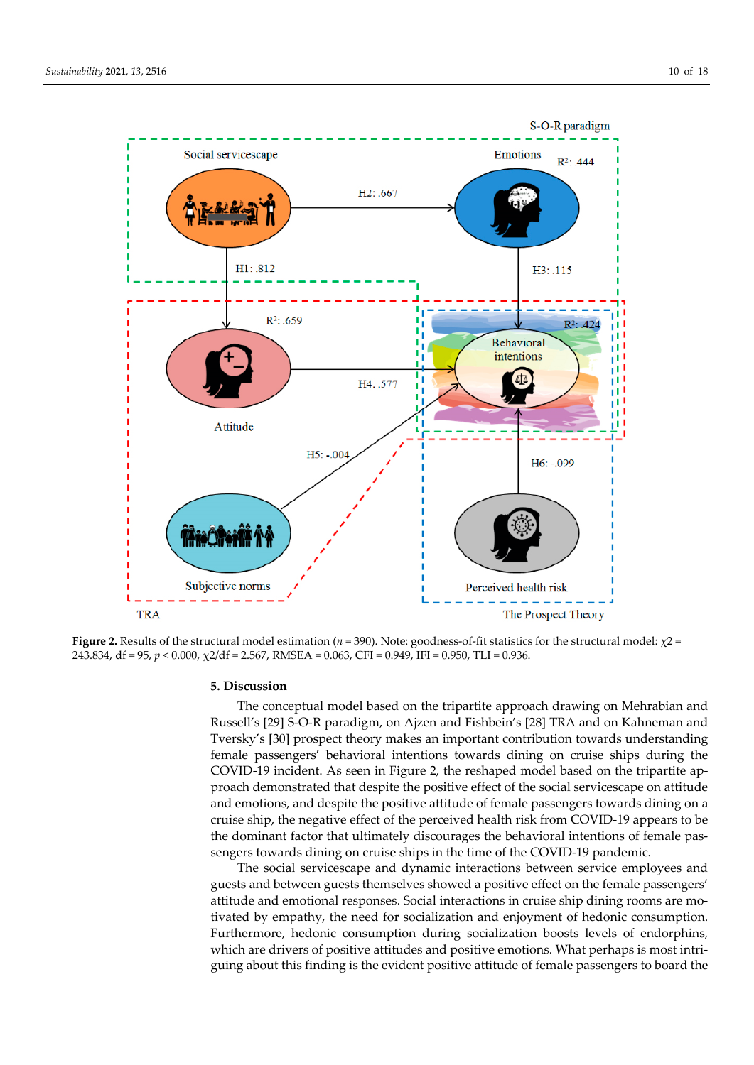**Figure 2.** Results of the structural model estimation ($n$ = 390). Note: goodness-of-fit statistics for the structural model: $\chi2$ = 243.834, df = 95, $p$ < 0.000, $\chi2$/df = 2.567, RMSEA = 0.063, CFI = 0.949, IFI = 0.950, TLI = 0.936.

## 5. Discussion

The conceptual model based on the tripartite approach drawing on Mehrabian and Russell's [29] S-O-R paradigm, on Ajzen and Fishbein's [28] TRA and on Kahneman and Tversky's [30] prospect theory makes an important contribution towards understanding female passengers' behavioral intentions towards dining on cruise ships during the COVID-19 incident. As seen in Figure 2, the reshaped model based on the tripartite approach demonstrated that despite the positive effect of the social servicescape on attitude and emotions, and despite the positive attitude of female passengers towards dining on a cruise ship, the negative effect of the perceived health risk from COVID-19 appears to be the dominant factor that ultimately discourages the behavioral intentions of female passengers towards dining on cruise ships in the time of the COVID-19 pandemic.

The social servicescape and dynamic interactions between service employees and guests and between guests themselves showed a positive effect on the female passengers' attitude and emotional responses. Social interactions in cruise ship dining rooms are motivated by empathy, the need for socialization and enjoyment of hedonic consumption. Furthermore, hedonic consumption during socialization boosts levels of endorphins, which are drivers of positive attitudes and positive emotions. What perhaps is most intriguing about this finding is the evident positive attitude of female passengers to board the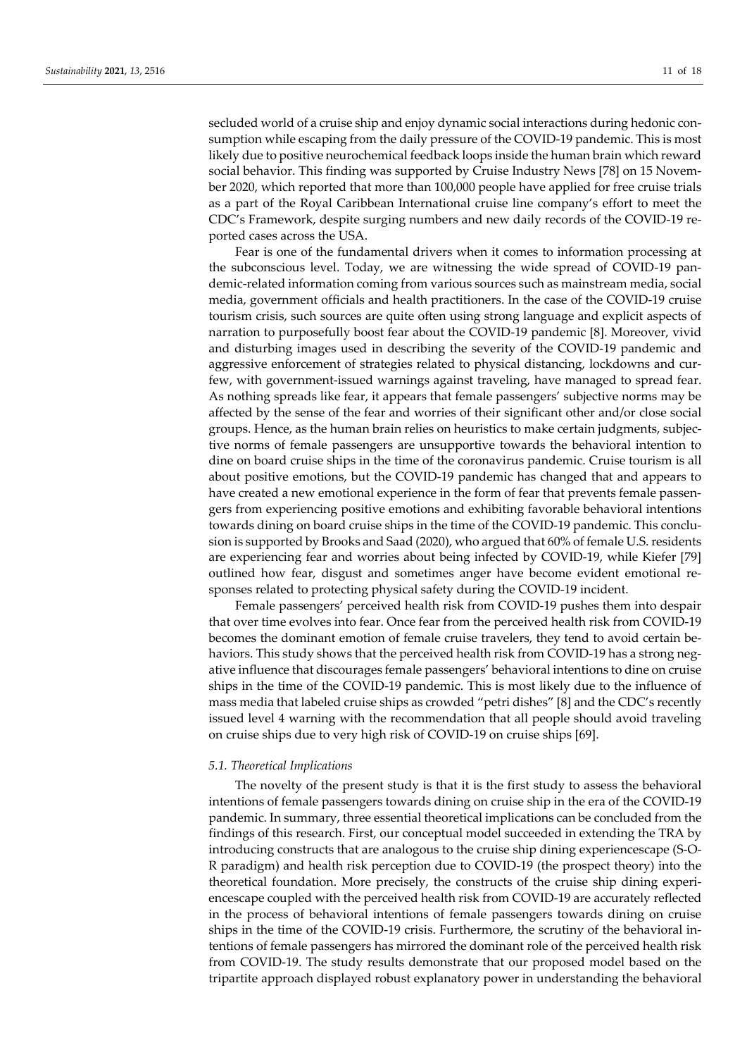secluded world of a cruise ship and enjoy dynamic social interactions during hedonic consumption while escaping from the daily pressure of the COVID-19 pandemic. This is most likely due to positive neurochemical feedback loops inside the human brain which reward social behavior. This finding was supported by Cruise Industry News [78] on 15 November 2020, which reported that more than 100,000 people have applied for free cruise trials as a part of the Royal Caribbean International cruise line company's effort to meet the CDC's Framework, despite surging numbers and new daily records of the COVID-19 reported cases across the USA.

Fear is one of the fundamental drivers when it comes to information processing at the subconscious level. Today, we are witnessing the wide spread of COVID-19 pandemic-related information coming from various sources such as mainstream media, social media, government officials and health practitioners. In the case of the COVID-19 cruise tourism crisis, such sources are quite often using strong language and explicit aspects of narration to purposefully boost fear about the COVID-19 pandemic [8]. Moreover, vivid and disturbing images used in describing the severity of the COVID-19 pandemic and aggressive enforcement of strategies related to physical distancing, lockdowns and curfew, with government-issued warnings against traveling, have managed to spread fear. As nothing spreads like fear, it appears that female passengers' subjective norms may be affected by the sense of the fear and worries of their significant other and/or close social groups. Hence, as the human brain relies on heuristics to make certain judgments, subjective norms of female passengers are unsupportive towards the behavioral intention to dine on board cruise ships in the time of the coronavirus pandemic. Cruise tourism is all about positive emotions, but the COVID-19 pandemic has changed that and appears to have created a new emotional experience in the form of fear that prevents female passengers from experiencing positive emotions and exhibiting favorable behavioral intentions towards dining on board cruise ships in the time of the COVID-19 pandemic. This conclusion is supported by Brooks and Saad (2020), who argued that 60% of female U.S. residents are experiencing fear and worries about being infected by COVID-19, while Kiefer [79] outlined how fear, disgust and sometimes anger have become evident emotional responses related to protecting physical safety during the COVID-19 incident.

Female passengers' perceived health risk from COVID-19 pushes them into despair that over time evolves into fear. Once fear from the perceived health risk from COVID-19 becomes the dominant emotion of female cruise travelers, they tend to avoid certain behaviors. This study shows that the perceived health risk from COVID-19 has a strong negative influence that discourages female passengers' behavioral intentions to dine on cruise ships in the time of the COVID-19 pandemic. This is most likely due to the influence of mass media that labeled cruise ships as crowded "petri dishes" [8] and the CDC's recently issued level 4 warning with the recommendation that all people should avoid traveling on cruise ships due to very high risk of COVID-19 on cruise ships [69].

### *5.1. Theoretical Implications*

The novelty of the present study is that it is the first study to assess the behavioral intentions of female passengers towards dining on cruise ship in the era of the COVID-19 pandemic. In summary, three essential theoretical implications can be concluded from the findings of this research. First, our conceptual model succeeded in extending the TRA by introducing constructs that are analogous to the cruise ship dining experiencescape (S-O-R paradigm) and health risk perception due to COVID-19 (the prospect theory) into the theoretical foundation. More precisely, the constructs of the cruise ship dining experiencescape coupled with the perceived health risk from COVID-19 are accurately reflected in the process of behavioral intentions of female passengers towards dining on cruise ships in the time of the COVID-19 crisis. Furthermore, the scrutiny of the behavioral intentions of female passengers has mirrored the dominant role of the perceived health risk from COVID-19. The study results demonstrate that our proposed model based on the tripartite approach displayed robust explanatory power in understanding the behavioral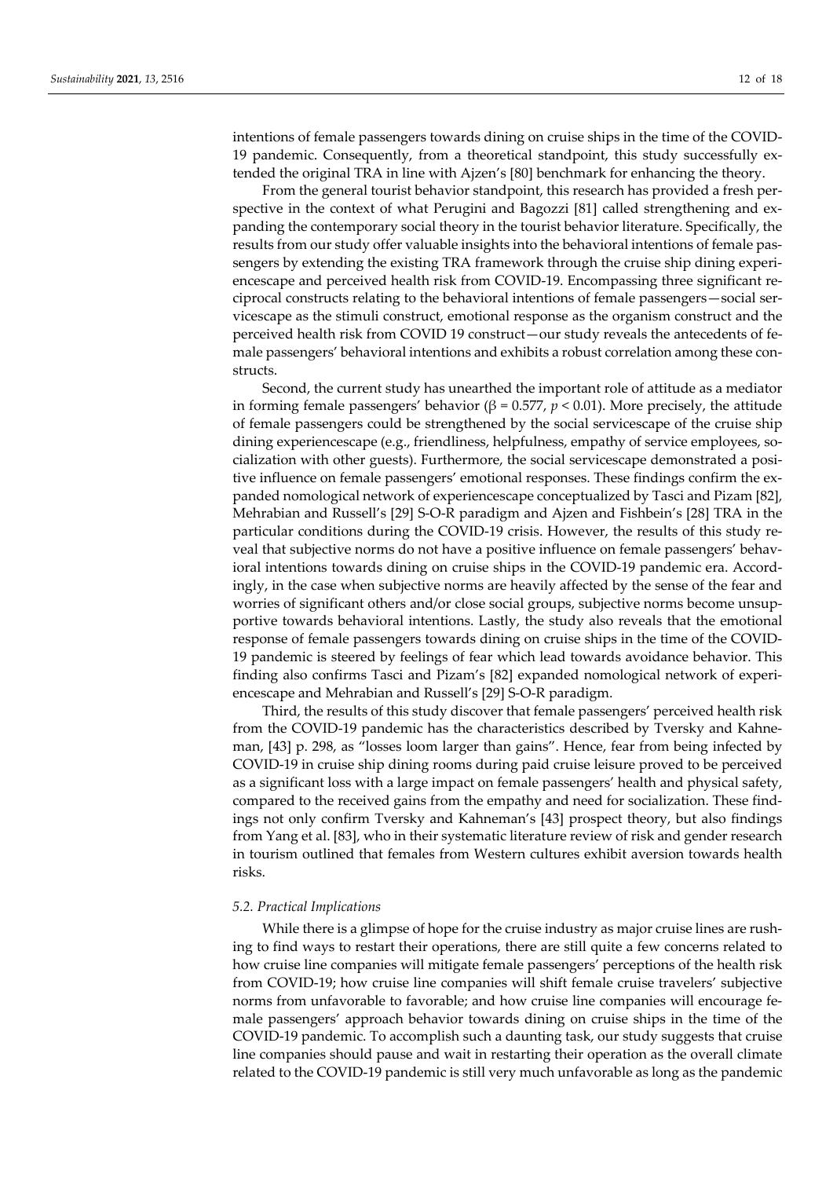intentions of female passengers towards dining on cruise ships in the time of the COVID-19 pandemic. Consequently, from a theoretical standpoint, this study successfully extended the original TRA in line with Ajzen's [80] benchmark for enhancing the theory.

From the general tourist behavior standpoint, this research has provided a fresh perspective in the context of what Perugini and Bagozzi [81] called strengthening and expanding the contemporary social theory in the tourist behavior literature. Specifically, the results from our study offer valuable insights into the behavioral intentions of female passengers by extending the existing TRA framework through the cruise ship dining experiencescape and perceived health risk from COVID-19. Encompassing three significant reciprocal constructs relating to the behavioral intentions of female passengers—social servicescape as the stimuli construct, emotional response as the organism construct and the perceived health risk from COVID 19 construct—our study reveals the antecedents of female passengers' behavioral intentions and exhibits a robust correlation among these constructs.

Second, the current study has unearthed the important role of attitude as a mediator in forming female passengers' behavior ($\beta = 0.577$, $p < 0.01$). More precisely, the attitude of female passengers could be strengthened by the social servicescape of the cruise ship dining experiencescape (e.g., friendliness, helpfulness, empathy of service employees, socialization with other guests). Furthermore, the social servicescape demonstrated a positive influence on female passengers' emotional responses. These findings confirm the expanded nomological network of experiencescape conceptualized by Tasci and Pizam [82], Mehrabian and Russell's [29] S-O-R paradigm and Ajzen and Fishbein's [28] TRA in the particular conditions during the COVID-19 crisis. However, the results of this study reveal that subjective norms do not have a positive influence on female passengers' behavioral intentions towards dining on cruise ships in the COVID-19 pandemic era. Accordingly, in the case when subjective norms are heavily affected by the sense of the fear and worries of significant others and/or close social groups, subjective norms become unsupportive towards behavioral intentions. Lastly, the study also reveals that the emotional response of female passengers towards dining on cruise ships in the time of the COVID-19 pandemic is steered by feelings of fear which lead towards avoidance behavior. This finding also confirms Tasci and Pizam's [82] expanded nomological network of experiencescape and Mehrabian and Russell's [29] S-O-R paradigm.

Third, the results of this study discover that female passengers' perceived health risk from the COVID-19 pandemic has the characteristics described by Tversky and Kahneman, [43] p. 298, as "losses loom larger than gains". Hence, fear from being infected by COVID-19 in cruise ship dining rooms during paid cruise leisure proved to be perceived as a significant loss with a large impact on female passengers' health and physical safety, compared to the received gains from the empathy and need for socialization. These findings not only confirm Tversky and Kahneman's [43] prospect theory, but also findings from Yang et al. [83], who in their systematic literature review of risk and gender research in tourism outlined that females from Western cultures exhibit aversion towards health risks.

### *5.2. Practical Implications*

While there is a glimpse of hope for the cruise industry as major cruise lines are rushing to find ways to restart their operations, there are still quite a few concerns related to how cruise line companies will mitigate female passengers' perceptions of the health risk from COVID-19; how cruise line companies will shift female cruise travelers' subjective norms from unfavorable to favorable; and how cruise line companies will encourage female passengers' approach behavior towards dining on cruise ships in the time of the COVID-19 pandemic. To accomplish such a daunting task, our study suggests that cruise line companies should pause and wait in restarting their operation as the overall climate related to the COVID-19 pandemic is still very much unfavorable as long as the pandemic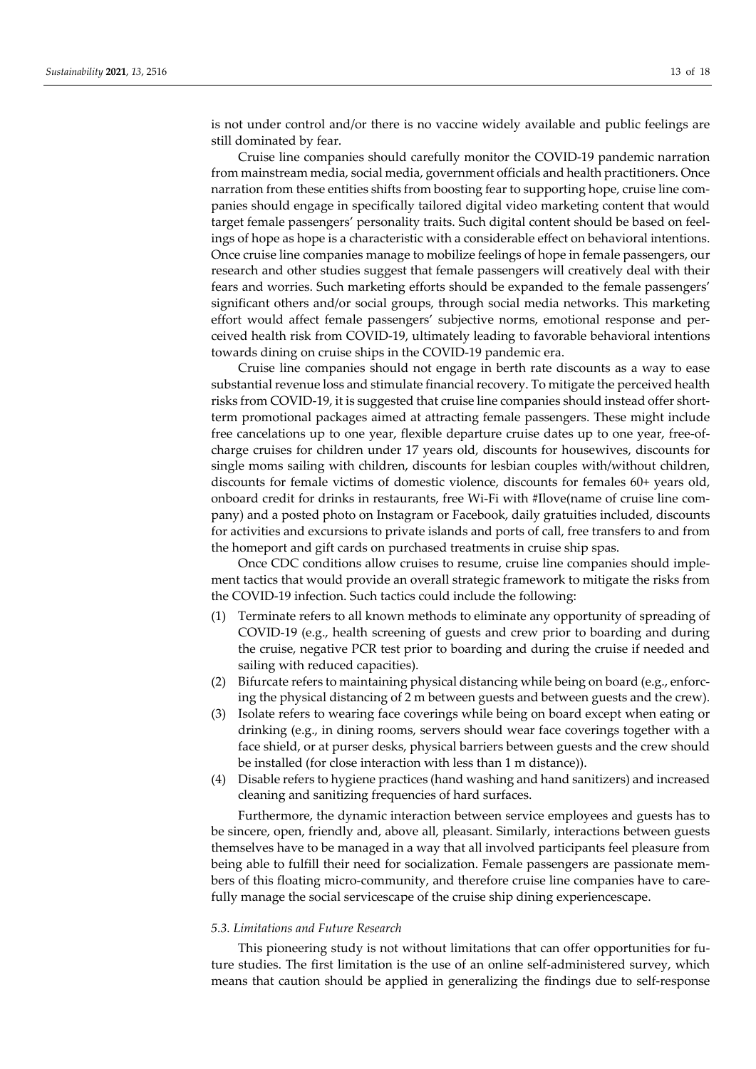is not under control and/or there is no vaccine widely available and public feelings are still dominated by fear.

Cruise line companies should carefully monitor the COVID-19 pandemic narration from mainstream media, social media, government officials and health practitioners. Once narration from these entities shifts from boosting fear to supporting hope, cruise line companies should engage in specifically tailored digital video marketing content that would target female passengers' personality traits. Such digital content should be based on feelings of hope as hope is a characteristic with a considerable effect on behavioral intentions. Once cruise line companies manage to mobilize feelings of hope in female passengers, our research and other studies suggest that female passengers will creatively deal with their fears and worries. Such marketing efforts should be expanded to the female passengers' significant others and/or social groups, through social media networks. This marketing effort would affect female passengers' subjective norms, emotional response and perceived health risk from COVID-19, ultimately leading to favorable behavioral intentions towards dining on cruise ships in the COVID-19 pandemic era.

Cruise line companies should not engage in berth rate discounts as a way to ease substantial revenue loss and stimulate financial recovery. To mitigate the perceived health risks from COVID-19, it is suggested that cruise line companies should instead offer short-term promotional packages aimed at attracting female passengers. These might include free cancelations up to one year, flexible departure cruise dates up to one year, free-of-charge cruises for children under 17 years old, discounts for housewives, discounts for single moms sailing with children, discounts for lesbian couples with/without children, discounts for female victims of domestic violence, discounts for females 60+ years old, onboard credit for drinks in restaurants, free Wi-Fi with #Ilove(name of cruise line company) and a posted photo on Instagram or Facebook, daily gratuities included, discounts for activities and excursions to private islands and ports of call, free transfers to and from the homeport and gift cards on purchased treatments in cruise ship spas.

Once CDC conditions allow cruises to resume, cruise line companies should implement tactics that would provide an overall strategic framework to mitigate the risks from the COVID-19 infection. Such tactics could include the following:

(1) Terminate refers to all known methods to eliminate any opportunity of spreading of COVID-19 (e.g., health screening of guests and crew prior to boarding and during the cruise, negative PCR test prior to boarding and during the cruise if needed and sailing with reduced capacities).
(2) Bifurcate refers to maintaining physical distancing while being on board (e.g., enforcing the physical distancing of 2 m between guests and between guests and the crew).
(3) Isolate refers to wearing face coverings while being on board except when eating or drinking (e.g., in dining rooms, servers should wear face coverings together with a face shield, or at purser desks, physical barriers between guests and the crew should be installed (for close interaction with less than 1 m distance)).
(4) Disable refers to hygiene practices (hand washing and hand sanitizers) and increased cleaning and sanitizing frequencies of hard surfaces.

Furthermore, the dynamic interaction between service employees and guests has to be sincere, open, friendly and, above all, pleasant. Similarly, interactions between guests themselves have to be managed in a way that all involved participants feel pleasure from being able to fulfill their need for socialization. Female passengers are passionate members of this floating micro-community, and therefore cruise line companies have to carefully manage the social servicescape of the cruise ship dining experiencescape.

### *5.3. Limitations and Future Research*

This pioneering study is not without limitations that can offer opportunities for future studies. The first limitation is the use of an online self-administered survey, which means that caution should be applied in generalizing the findings due to self-response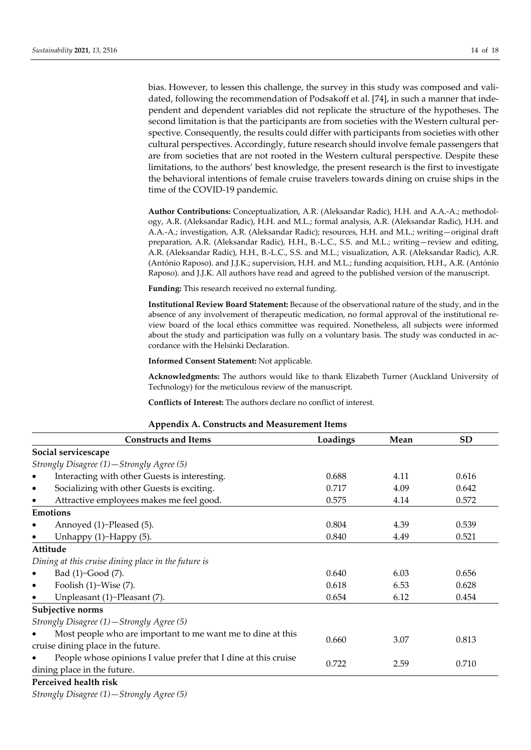bias. However, to lessen this challenge, the survey in this study was composed and validated, following the recommendation of Podsakoff et al. [74], in such a manner that independent and dependent variables did not replicate the structure of the hypotheses. The second limitation is that the participants are from societies with the Western cultural perspective. Consequently, the results could differ with participants from societies with other cultural perspectives. Accordingly, future research should involve female passengers that are from societies that are not rooted in the Western cultural perspective. Despite these limitations, to the authors' best knowledge, the present research is the first to investigate the behavioral intentions of female cruise travelers towards dining on cruise ships in the time of the COVID-19 pandemic.

**Author Contributions:** Conceptualization, A.R. (Aleksandar Radic), H.H. and A.A.-A.; methodology, A.R. (Aleksandar Radic), H.H. and M.L.; formal analysis, A.R. (Aleksandar Radic), H.H. and A.A.-A.; investigation, A.R. (Aleksandar Radic); resources, H.H. and M.L.; writing—original draft preparation, A.R. (Aleksandar Radic), H.H., B.-L.C., S.S. and M.L.; writing—review and editing, A.R. (Aleksandar Radic), H.H., B.-L.C., S.S. and M.L.; visualization, A.R. (Aleksandar Radic), A.R. (António Raposo). and J.J.K.; supervision, H.H. and M.L.; funding acquisition, H.H., A.R. (António Raposo). and J.J.K. All authors have read and agreed to the published version of the manuscript.

**Funding:** This research received no external funding.

**Institutional Review Board Statement:** Because of the observational nature of the study, and in the absence of any involvement of therapeutic medication, no formal approval of the institutional review board of the local ethics committee was required. Nonetheless, all subjects were informed about the study and participation was fully on a voluntary basis. The study was conducted in accordance with the Helsinki Declaration.

**Informed Consent Statement:** Not applicable.

**Acknowledgments:** The authors would like to thank Elizabeth Turner (Auckland University of Technology) for the meticulous review of the manuscript.

**Conflicts of Interest:** The authors declare no conflict of interest.

## Appendix A. Constructs and Measurement Items

| Constructs and Items | Loadings | Mean | SD |
|---|---|---|---|
| **Social servicescape** | | | |
| *Strongly Disagree (1)—Strongly Agree (5)* | | | |
| • Interacting with other Guests is interesting. | 0.688 | 4.11 | 0.616 |
| • Socializing with other Guests is exciting. | 0.717 | 4.09 | 0.642 |
| • Attractive employees makes me feel good. | 0.575 | 4.14 | 0.572 |
| **Emotions** | | | |
| • Annoyed (1)~Pleased (5). | 0.804 | 4.39 | 0.539 |
| • Unhappy (1)~Happy (5). | 0.840 | 4.49 | 0.521 |
| **Attitude** | | | |
| *Dining at this cruise dining place in the future is* | | | |
| • Bad (1)~Good (7). | 0.640 | 6.03 | 0.656 |
| • Foolish (1)~Wise (7). | 0.618 | 6.53 | 0.628 |
| • Unpleasant (1)~Pleasant (7). | 0.654 | 6.12 | 0.454 |
| **Subjective norms** | | | |
| *Strongly Disagree (1)—Strongly Agree (5)* | | | |
| • Most people who are important to me want me to dine at this cruise dining place in the future. | 0.660 | 3.07 | 0.813 |
| • People whose opinions I value prefer that I dine at this cruise dining place in the future. | 0.722 | 2.59 | 0.710 |
| **Perceived health risk** | | | |
| *Strongly Disagree (1)—Strongly Agree (5)* | | | |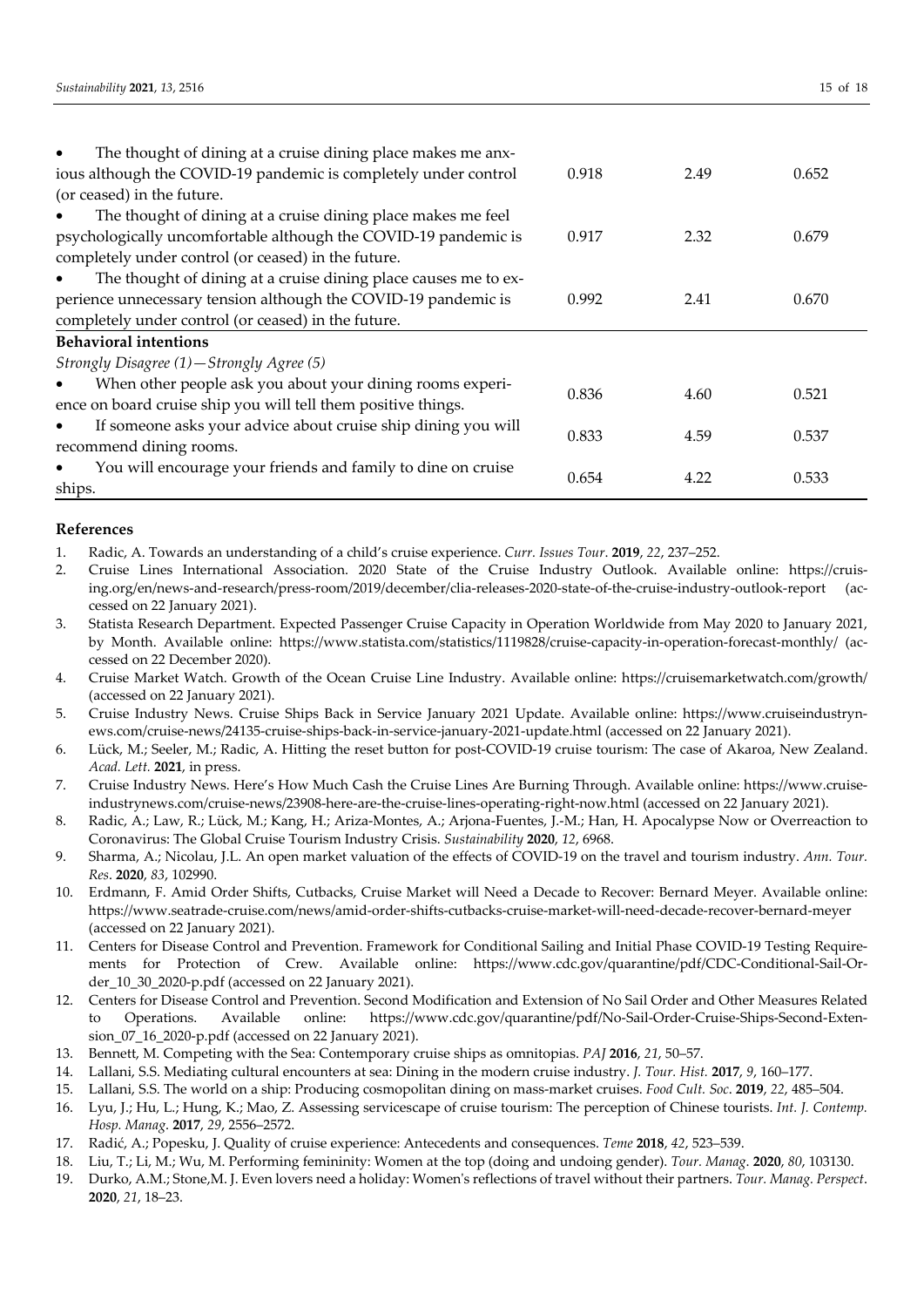| | | | |
|---|---|---|---|
| • The thought of dining at a cruise dining place makes me anxious although the COVID-19 pandemic is completely under control (or ceased) in the future. | 0.918 | 2.49 | 0.652 |
| • The thought of dining at a cruise dining place makes me feel psychologically uncomfortable although the COVID-19 pandemic is completely under control (or ceased) in the future. | 0.917 | 2.32 | 0.679 |
| • The thought of dining at a cruise dining place causes me to experience unnecessary tension although the COVID-19 pandemic is completely under control (or ceased) in the future. | 0.992 | 2.41 | 0.670 |
| **Behavioral intentions** | | | |
| *Strongly Disagree (1)—Strongly Agree (5)* | | | |
| • When other people ask you about your dining rooms experience on board cruise ship you will tell them positive things. | 0.836 | 4.60 | 0.521 |
| • If someone asks your advice about cruise ship dining you will recommend dining rooms. | 0.833 | 4.59 | 0.537 |
| • You will encourage your friends and family to dine on cruise ships. | 0.654 | 4.22 | 0.533 |

## References

1. Radic, A. Towards an understanding of a child's cruise experience. *Curr. Issues Tour*. **2019**, *22*, 237–252.
2. Cruise Lines International Association. 2020 State of the Cruise Industry Outlook. Available online: https://cruising.org/en/news-and-research/press-room/2019/december/clia-releases-2020-state-of-the-cruise-industry-outlook-report (accessed on 22 January 2021).
3. Statista Research Department. Expected Passenger Cruise Capacity in Operation Worldwide from May 2020 to January 2021, by Month. Available online: https://www.statista.com/statistics/1119828/cruise-capacity-in-operation-forecast-monthly/ (accessed on 22 December 2020).
4. Cruise Market Watch. Growth of the Ocean Cruise Line Industry. Available online: https://cruisemarketwatch.com/growth/ (accessed on 22 January 2021).
5. Cruise Industry News. Cruise Ships Back in Service January 2021 Update. Available online: https://www.cruiseindustrynews.com/cruise-news/24135-cruise-ships-back-in-service-january-2021-update.html (accessed on 22 January 2021).
6. Lück, M.; Seeler, M.; Radic, A. Hitting the reset button for post-COVID-19 cruise tourism: The case of Akaroa, New Zealand. *Acad. Lett.* **2021**, in press.
7. Cruise Industry News. Here's How Much Cash the Cruise Lines Are Burning Through. Available online: https://www.cruiseindustrynews.com/cruise-news/23908-here-are-the-cruise-lines-operating-right-now.html (accessed on 22 January 2021).
8. Radic, A.; Law, R.; Lück, M.; Kang, H.; Ariza-Montes, A.; Arjona-Fuentes, J.-M.; Han, H. Apocalypse Now or Overreaction to Coronavirus: The Global Cruise Tourism Industry Crisis. *Sustainability* **2020**, *12*, 6968.
9. Sharma, A.; Nicolau, J.L. An open market valuation of the effects of COVID-19 on the travel and tourism industry. *Ann. Tour. Res*. **2020**, *83*, 102990.
10. Erdmann, F. Amid Order Shifts, Cutbacks, Cruise Market will Need a Decade to Recover: Bernard Meyer. Available online: https://www.seatrade-cruise.com/news/amid-order-shifts-cutbacks-cruise-market-will-need-decade-recover-bernard-meyer (accessed on 22 January 2021).
11. Centers for Disease Control and Prevention. Framework for Conditional Sailing and Initial Phase COVID-19 Testing Requirements for Protection of Crew. Available online: https://www.cdc.gov/quarantine/pdf/CDC-Conditional-Sail-Order_10_30_2020-p.pdf (accessed on 22 January 2021).
12. Centers for Disease Control and Prevention. Second Modification and Extension of No Sail Order and Other Measures Related to Operations. Available online: https://www.cdc.gov/quarantine/pdf/No-Sail-Order-Cruise-Ships-Second-Extension_07_16_2020-p.pdf (accessed on 22 January 2021).
13. Bennett, M. Competing with the Sea: Contemporary cruise ships as omnitopias. *PAJ* **2016**, *21*, 50–57.
14. Lallani, S.S. Mediating cultural encounters at sea: Dining in the modern cruise industry. *J. Tour. Hist.* **2017**, *9*, 160–177.
15. Lallani, S.S. The world on a ship: Producing cosmopolitan dining on mass-market cruises. *Food Cult. Soc*. **2019**, *22*, 485–504.
16. Lyu, J.; Hu, L.; Hung, K.; Mao, Z. Assessing servicescape of cruise tourism: The perception of Chinese tourists. *Int. J. Contemp. Hosp. Manag*. **2017**, *29*, 2556–2572.
17. Radić, A.; Popesku, J. Quality of cruise experience: Antecedents and consequences. *Teme* **2018**, *42*, 523–539.
18. Liu, T.; Li, M.; Wu, M. Performing femininity: Women at the top (doing and undoing gender). *Tour. Manag*. **2020**, *80*, 103130.
19. Durko, A.M.; Stone,M. J. Even lovers need a holiday: Women's reflections of travel without their partners. *Tour. Manag. Perspect*. **2020**, *21*, 18–23.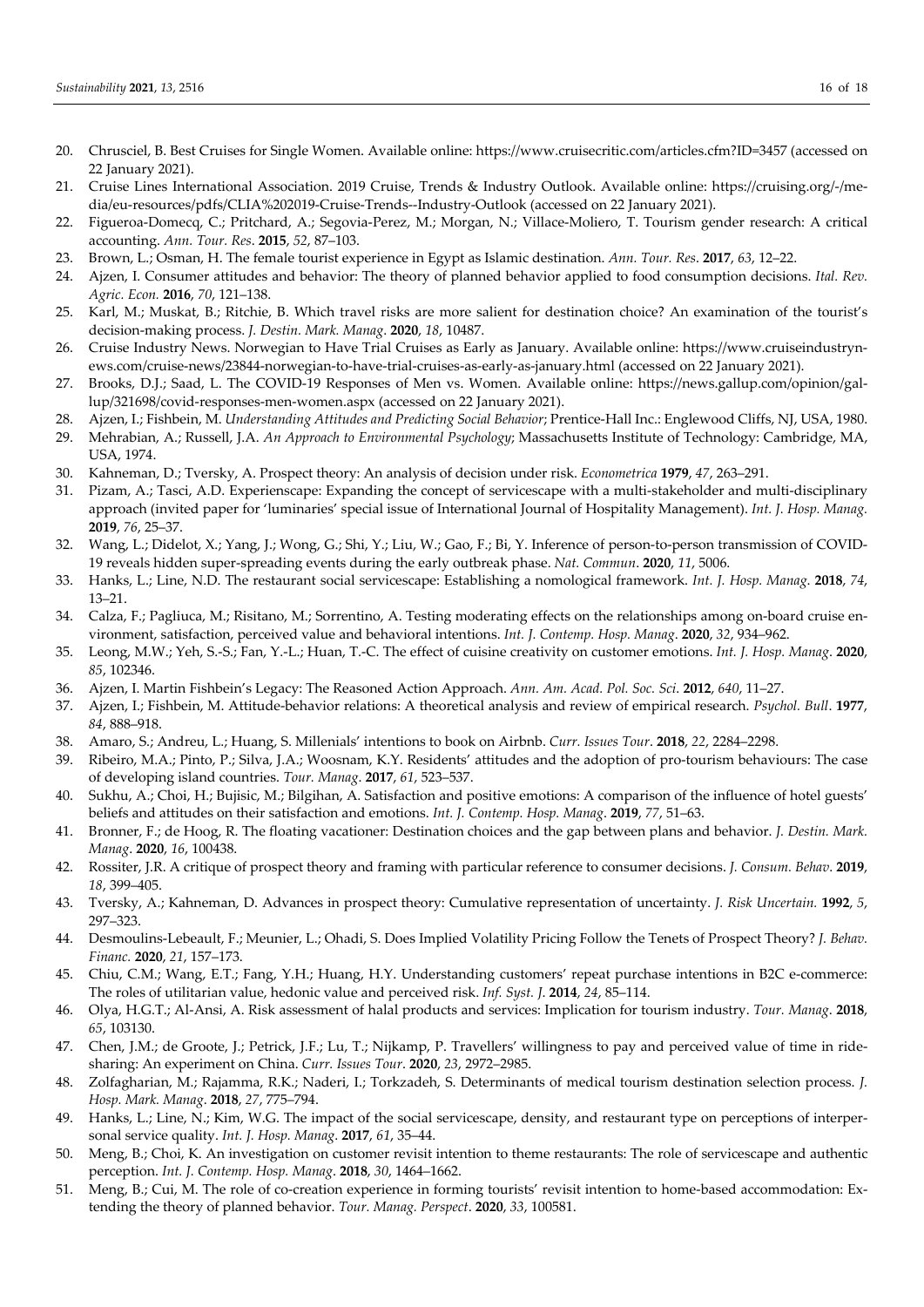20. Chrusciel, B. Best Cruises for Single Women. Available online: https://www.cruisecritic.com/articles.cfm?ID=3457 (accessed on 22 January 2021).
21. Cruise Lines International Association. 2019 Cruise, Trends & Industry Outlook. Available online: https://cruising.org/-/media/eu-resources/pdfs/CLIA%202019-Cruise-Trends--Industry-Outlook (accessed on 22 January 2021).
22. Figueroa-Domecq, C.; Pritchard, A.; Segovia-Perez, M.; Morgan, N.; Villace-Moliero, T. Tourism gender research: A critical accounting. *Ann. Tour. Res*. **2015**, *52*, 87–103.
23. Brown, L.; Osman, H. The female tourist experience in Egypt as Islamic destination. *Ann. Tour. Res*. **2017**, *63*, 12–22.
24. Ajzen, I. Consumer attitudes and behavior: The theory of planned behavior applied to food consumption decisions. *Ital. Rev. Agric. Econ.* **2016**, *70*, 121–138.
25. Karl, M.; Muskat, B.; Ritchie, B. Which travel risks are more salient for destination choice? An examination of the tourist's decision-making process. *J. Destin. Mark. Manag*. **2020**, *18*, 10487.
26. Cruise Industry News. Norwegian to Have Trial Cruises as Early as January. Available online: https://www.cruiseindustrynews.com/cruise-news/23844-norwegian-to-have-trial-cruises-as-early-as-january.html (accessed on 22 January 2021).
27. Brooks, D.J.; Saad, L. The COVID-19 Responses of Men vs. Women. Available online: https://news.gallup.com/opinion/gallup/321698/covid-responses-men-women.aspx (accessed on 22 January 2021).
28. Ajzen, I.; Fishbein, M. *Understanding Attitudes and Predicting Social Behavior*; Prentice-Hall Inc.: Englewood Cliffs, NJ, USA, 1980.
29. Mehrabian, A.; Russell, J.A. *An Approach to Environmental Psychology*; Massachusetts Institute of Technology: Cambridge, MA, USA, 1974.
30. Kahneman, D.; Tversky, A. Prospect theory: An analysis of decision under risk. *Econometrica* **1979**, *47*, 263–291.
31. Pizam, A.; Tasci, A.D. Experienscape: Expanding the concept of servicescape with a multi-stakeholder and multi-disciplinary approach (invited paper for 'luminaries' special issue of International Journal of Hospitality Management). *Int. J. Hosp. Manag.* **2019**, *76*, 25–37.
32. Wang, L.; Didelot, X.; Yang, J.; Wong, G.; Shi, Y.; Liu, W.; Gao, F.; Bi, Y. Inference of person-to-person transmission of COVID-19 reveals hidden super-spreading events during the early outbreak phase. *Nat. Commun*. **2020**, *11*, 5006.
33. Hanks, L.; Line, N.D. The restaurant social servicescape: Establishing a nomological framework. *Int. J. Hosp. Manag*. **2018**, *74*, 13–21.
34. Calza, F.; Pagliuca, M.; Risitano, M.; Sorrentino, A. Testing moderating effects on the relationships among on-board cruise environment, satisfaction, perceived value and behavioral intentions. *Int. J. Contemp. Hosp. Manag*. **2020**, *32*, 934–962.
35. Leong, M.W.; Yeh, S.-S.; Fan, Y.-L.; Huan, T.-C. The effect of cuisine creativity on customer emotions. *Int. J. Hosp. Manag*. **2020**, *85*, 102346.
36. Ajzen, I. Martin Fishbein's Legacy: The Reasoned Action Approach. *Ann. Am. Acad. Pol. Soc. Sci*. **2012**, *640*, 11–27.
37. Ajzen, I.; Fishbein, M. Attitude-behavior relations: A theoretical analysis and review of empirical research. *Psychol. Bull*. **1977**, *84*, 888–918.
38. Amaro, S.; Andreu, L.; Huang, S. Millenials' intentions to book on Airbnb. *Curr. Issues Tour*. **2018**, *22*, 2284–2298.
39. Ribeiro, M.A.; Pinto, P.; Silva, J.A.; Woosnam, K.Y. Residents' attitudes and the adoption of pro-tourism behaviours: The case of developing island countries. *Tour. Manag*. **2017**, *61*, 523–537.
40. Sukhu, A.; Choi, H.; Bujisic, M.; Bilgihan, A. Satisfaction and positive emotions: A comparison of the influence of hotel guests' beliefs and attitudes on their satisfaction and emotions. *Int. J. Contemp. Hosp. Manag*. **2019**, *77*, 51–63.
41. Bronner, F.; de Hoog, R. The floating vacationer: Destination choices and the gap between plans and behavior. *J. Destin. Mark. Manag*. **2020**, *16*, 100438.
42. Rossiter, J.R. A critique of prospect theory and framing with particular reference to consumer decisions. *J. Consum. Behav*. **2019**, *18*, 399–405.
43. Tversky, A.; Kahneman, D. Advances in prospect theory: Cumulative representation of uncertainty. *J. Risk Uncertain.* **1992**, *5*, 297–323.
44. Desmoulins-Lebeault, F.; Meunier, L.; Ohadi, S. Does Implied Volatility Pricing Follow the Tenets of Prospect Theory? *J. Behav. Financ.* **2020**, *21*, 157–173.
45. Chiu, C.M.; Wang, E.T.; Fang, Y.H.; Huang, H.Y. Understanding customers' repeat purchase intentions in B2C e-commerce: The roles of utilitarian value, hedonic value and perceived risk. *Inf. Syst. J*. **2014**, *24*, 85–114.
46. Olya, H.G.T.; Al-Ansi, A. Risk assessment of halal products and services: Implication for tourism industry. *Tour. Manag*. **2018**, *65*, 103130.
47. Chen, J.M.; de Groote, J.; Petrick, J.F.; Lu, T.; Nijkamp, P. Travellers' willingness to pay and perceived value of time in ride-sharing: An experiment on China. *Curr. Issues Tour*. **2020**, *23*, 2972–2985.
48. Zolfagharian, M.; Rajamma, R.K.; Naderi, I.; Torkzadeh, S. Determinants of medical tourism destination selection process. *J. Hosp. Mark. Manag*. **2018**, *27*, 775–794.
49. Hanks, L.; Line, N.; Kim, W.G. The impact of the social servicescape, density, and restaurant type on perceptions of interpersonal service quality. *Int. J. Hosp. Manag*. **2017**, *61*, 35–44.
50. Meng, B.; Choi, K. An investigation on customer revisit intention to theme restaurants: The role of servicescape and authentic perception. *Int. J. Contemp. Hosp. Manag*. **2018**, *30*, 1464–1662.
51. Meng, B.; Cui, M. The role of co-creation experience in forming tourists' revisit intention to home-based accommodation:- Extending the theory of planned behavior. *Tour. Manag. Perspect*. **2020**, *33*, 100581.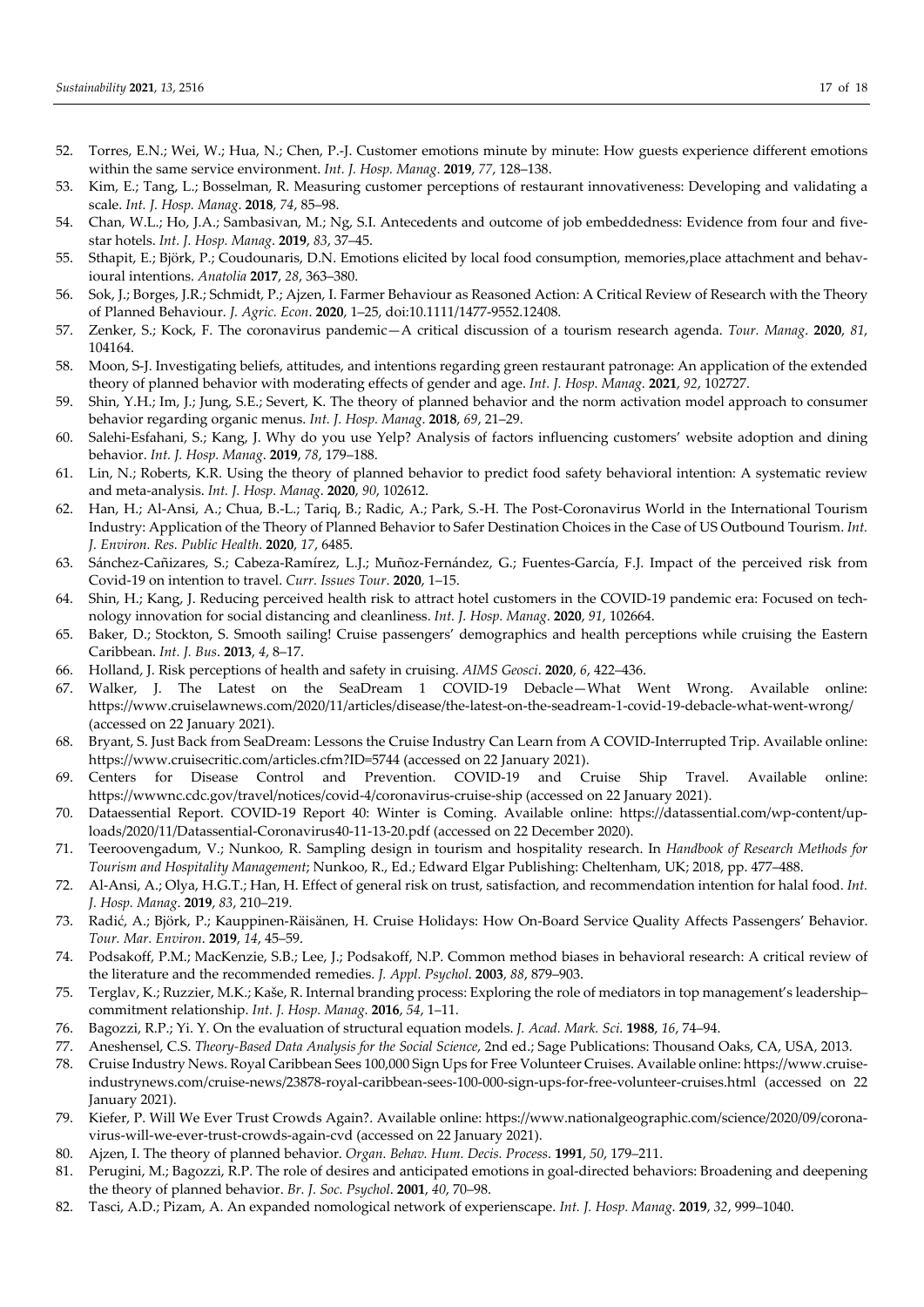52. Torres, E.N.; Wei, W.; Hua, N.; Chen, P.-J. Customer emotions minute by minute: How guests experience different emotions within the same service environment. *Int. J. Hosp. Manag*. **2019**, *77*, 128–138.
53. Kim, E.; Tang, L.; Bosselman, R. Measuring customer perceptions of restaurant innovativeness: Developing and validating a scale. *Int. J. Hosp. Manag*. **2018**, *74*, 85–98.
54. Chan, W.L.; Ho, J.A.; Sambasivan, M.; Ng, S.I. Antecedents and outcome of job embeddedness: Evidence from four and five-star hotels. *Int. J. Hosp. Manag*. **2019**, *83*, 37–45.
55. Sthapit, E.; Björk, P.; Coudounaris, D.N. Emotions elicited by local food consumption, memories,place attachment and behavioural intentions. *Anatolia* **2017**, *28*, 363–380.
56. Sok, J.; Borges, J.R.; Schmidt, P.; Ajzen, I. Farmer Behaviour as Reasoned Action: A Critical Review of Research with the Theory of Planned Behaviour. *J. Agric. Econ*. **2020**, 1–25, doi:10.1111/1477-9552.12408.
57. Zenker, S.; Kock, F. The coronavirus pandemic—A critical discussion of a tourism research agenda. *Tour. Manag*. **2020**, *81*, 104164.
58. Moon, S-J. Investigating beliefs, attitudes, and intentions regarding green restaurant patronage: An application of the extended theory of planned behavior with moderating effects of gender and age. *Int. J. Hosp. Manag*. **2021**, *92*, 102727.
59. Shin, Y.H.; Im, J.; Jung, S.E.; Severt, K. The theory of planned behavior and the norm activation model approach to consumer behavior regarding organic menus. *Int. J. Hosp. Manag*. **2018**, *69*, 21–29.
60. Salehi-Esfahani, S.; Kang, J. Why do you use Yelp? Analysis of factors influencing customers' website adoption and dining behavior. *Int. J. Hosp. Manag*. **2019**, *78*, 179–188.
61. Lin, N.; Roberts, K.R. Using the theory of planned behavior to predict food safety behavioral intention: A systematic review and meta-analysis. *Int. J. Hosp. Manag*. **2020**, *90*, 102612.
62. Han, H.; Al-Ansi, A.; Chua, B.-L.; Tariq, B.; Radic, A.; Park, S.-H. The Post-Coronavirus World in the International Tourism Industry: Application of the Theory of Planned Behavior to Safer Destination Choices in the Case of US Outbound Tourism. *Int. J. Environ. Res. Public Health*. **2020**, *17*, 6485.
63. Sánchez-Cañizares, S.; Cabeza-Ramírez, L.J.; Muñoz-Fernández, G.; Fuentes-García, F.J. Impact of the perceived risk from Covid-19 on intention to travel. *Curr. Issues Tour*. **2020**, 1–15.
64. Shin, H.; Kang, J. Reducing perceived health risk to attract hotel customers in the COVID-19 pandemic era: Focused on technology innovation for social distancing and cleanliness. *Int. J. Hosp. Manag*. **2020**, *91*, 102664.
65. Baker, D.; Stockton, S. Smooth sailing! Cruise passengers' demographics and health perceptions while cruising the Eastern Caribbean. *Int. J. Bus*. **2013**, *4*, 8–17.
66. Holland, J. Risk perceptions of health and safety in cruising. *AIMS Geosci*. **2020**, *6*, 422–436.
67. Walker, J. The Latest on the SeaDream 1 COVID-19 Debacle—What Went Wrong. Available online: https://www.cruiselawnews.com/2020/11/articles/disease/the-latest-on-the-seadream-1-covid-19-debacle-what-went-wrong/ (accessed on 22 January 2021).
68. Bryant, S. Just Back from SeaDream: Lessons the Cruise Industry Can Learn from A COVID-Interrupted Trip. Available online: https://www.cruisecritic.com/articles.cfm?ID=5744 (accessed on 22 January 2021).
69. Centers for Disease Control and Prevention. COVID-19 and Cruise Ship Travel. Available online: https://wwwnc.cdc.gov/travel/notices/covid-4/coronavirus-cruise-ship (accessed on 22 January 2021).
70. Dataessential Report. COVID-19 Report 40: Winter is Coming. Available online: https://datassential.com/wp-content/uploads/2020/11/Datassential-Coronavirus40-11-13-20.pdf (accessed on 22 December 2020).
71. Teeroovengadum, V.; Nunkoo, R. Sampling design in tourism and hospitality research. In *Handbook of Research Methods for Tourism and Hospitality Management*; Nunkoo, R., Ed.; Edward Elgar Publishing: Cheltenham, UK; 2018, pp. 477–488.
72. Al-Ansi, A.; Olya, H.G.T.; Han, H. Effect of general risk on trust, satisfaction, and recommendation intention for halal food. *Int. J. Hosp. Manag*. **2019**, *83*, 210–219.
73. Radić, A.; Björk, P.; Kauppinen-Räisänen, H. Cruise Holidays: How On-Board Service Quality Affects Passengers' Behavior. *Tour. Mar. Environ*. **2019**, *14*, 45–59.
74. Podsakoff, P.M.; MacKenzie, S.B.; Lee, J.; Podsakoff, N.P. Common method biases in behavioral research: A critical review of the literature and the recommended remedies. *J. Appl. Psychol*. **2003**, *88*, 879–903.
75. Terglav, K.; Ruzzier, M.K.; Kaše, R. Internal branding process: Exploring the role of mediators in top management's leadership–commitment relationship. *Int. J. Hosp. Manag*. **2016**, *54*, 1–11.
76. Bagozzi, R.P.; Yi. Y. On the evaluation of structural equation models. *J. Acad. Mark. Sci*. **1988**, *16*, 74–94.
77. Aneshensel, C.S. *Theory-Based Data Analysis for the Social Science*, 2nd ed.; Sage Publications: Thousand Oaks, CA, USA, 2013.
78. Cruise Industry News. Royal Caribbean Sees 100,000 Sign Ups for Free Volunteer Cruises. Available online: https://www.cruiseindustrynews.com/cruise-news/23878-royal-caribbean-sees-100-000-sign-ups-for-free-volunteer-cruises.html (accessed on 22 January 2021).
79. Kiefer, P. Will We Ever Trust Crowds Again?. Available online: https://www.nationalgeographic.com/science/2020/09/coronavirus-will-we-ever-trust-crowds-again-cvd (accessed on 22 January 2021).
80. Ajzen, I. The theory of planned behavior. *Organ. Behav. Hum. Decis. Process*. **1991**, *50*, 179–211.
81. Perugini, M.; Bagozzi, R.P. The role of desires and anticipated emotions in goal-directed behaviors: Broadening and deepening the theory of planned behavior. *Br. J. Soc. Psychol*. **2001**, *40*, 70–98.
82. Tasci, A.D.; Pizam, A. An expanded nomological network of experienscape. *Int. J. Hosp. Manag*. **2019**, *32*, 999–1040.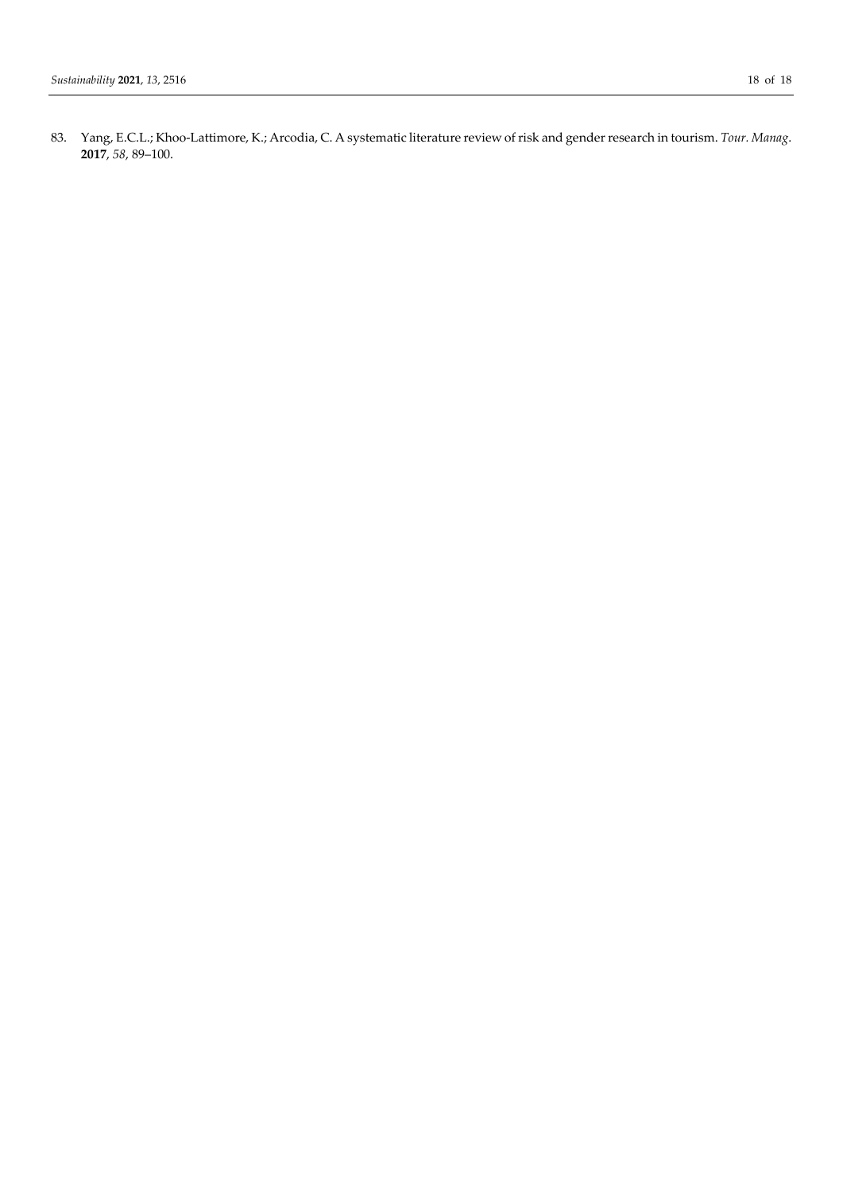83. Yang, E.C.L.; Khoo-Lattimore, K.; Arcodia, C. A systematic literature review of risk and gender research in tourism. *Tour. Manag*. **2017**, *58*, 89–100.